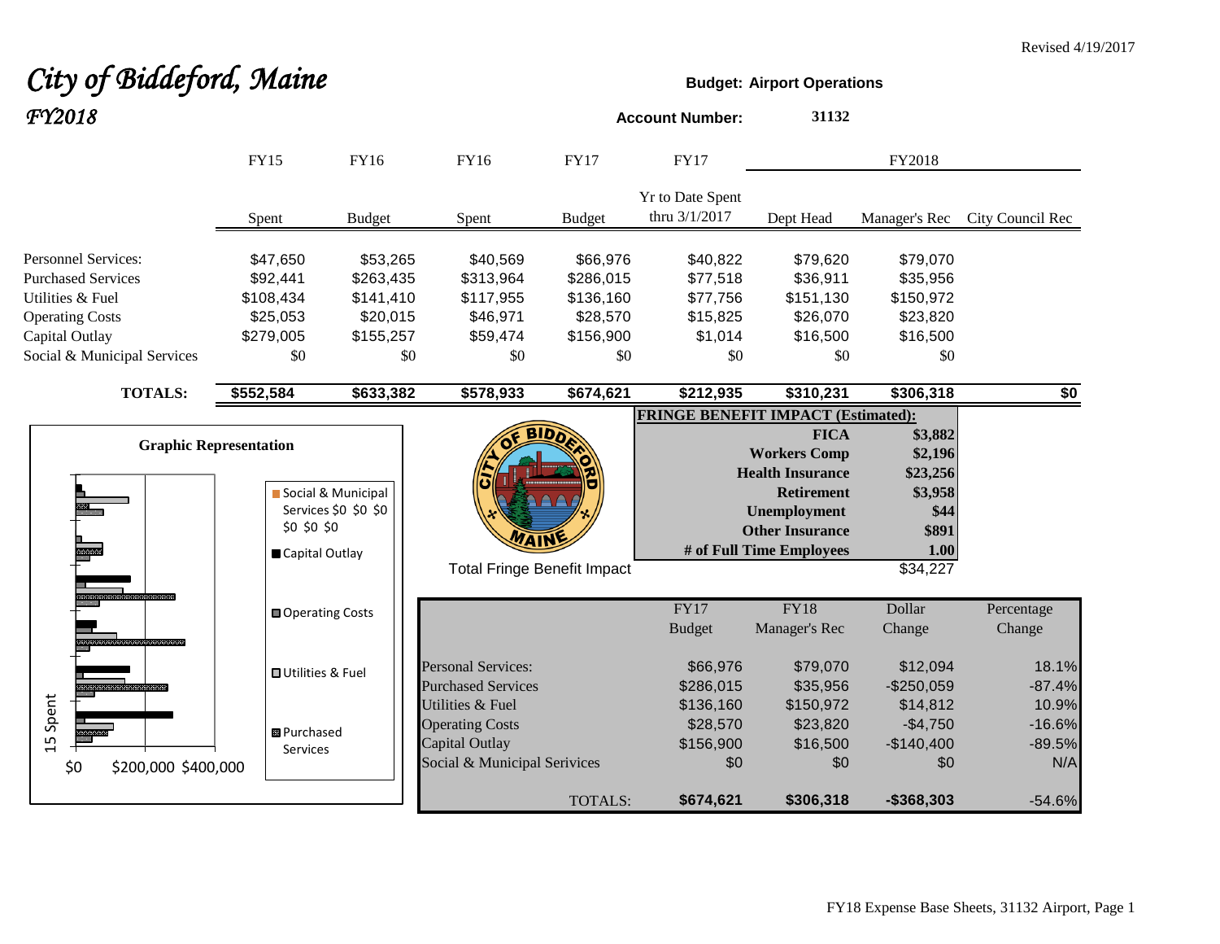Revised 4/19/2017

# *City of Biddeford, Maine*

## *FY2018*

**Budget: Airport Operations**

**Account Number:** 31132

| | FY15 | FY16 | FY16 | FY17 | FY17 | FY2018 | | |
|---|---|---|---|---|---|---|---|---|
| | Spent | Budget | Spent | Budget | Yr to Date Spent thru 3/1/2017 | Dept Head | Manager's Rec | City Council Rec |
| Personnel Services: | $47,650 | $53,265 | $40,569 | $66,976 | $40,822 | $79,620 | $79,070 | |
| Purchased Services | $92,441 | $263,435 | $313,964 | $286,015 | $77,518 | $36,911 | $35,956 | |
| Utilities & Fuel | $108,434 | $141,410 | $117,955 | $136,160 | $77,756 | $151,130 | $150,972 | |
| Operating Costs | $25,053 | $20,015 | $46,971 | $28,570 | $15,825 | $26,070 | $23,820 | |
| Capital Outlay | $279,005 | $155,257 | $59,474 | $156,900 | $1,014 | $16,500 | $16,500 | |
| Social & Municipal Services | $0 | $0 | $0 | $0 | $0 | $0 | $0 | |
| **TOTALS:** | **$552,584** | **$633,382** | **$578,933** | **$674,621** | **$212,935** | **$310,231** | **$306,318** | **$0** |

**Graphic Representation**

Legend: Social & Municipal Services $0 $0 $0 $0 $0 $0; Capital Outlay; Operating Costs; Utilities & Fuel; Purchased Services

Axis: 15 Spent; $0 $200,000 $400,000

**FRINGE BENEFIT IMPACT (Estimated):**

| | |
|---|---|
| **FICA** | **$3,882** |
| **Workers Comp** | **$2,196** |
| **Health Insurance** | **$23,256** |
| **Retirement** | **$3,958** |
| **Unemployment** | **$44** |
| **Other Insurance** | **$891** |
| **# of Full Time Employees** | **1.00** |
| Total Fringe Benefit Impact | $34,227 |

| | FY17 Budget | FY18 Manager's Rec | Dollar Change | Percentage Change |
|---|---|---|---|---|
| Personal Services: | $66,976 | $79,070 | $12,094 | 18.1% |
| Purchased Services | $286,015 | $35,956 | -$250,059 | -87.4% |
| Utilities & Fuel | $136,160 | $150,972 | $14,812 | 10.9% |
| Operating Costs | $28,570 | $23,820 | -$4,750 | -16.6% |
| Capital Outlay | $156,900 | $16,500 | -$140,400 | -89.5% |
| Social & Municipal Serivices | $0 | $0 | $0 | N/A |
| TOTALS: | **$674,621** | **$306,318** | **-$368,303** | -54.6% |

FY18 Expense Base Sheets, 31132 Airport, Page 1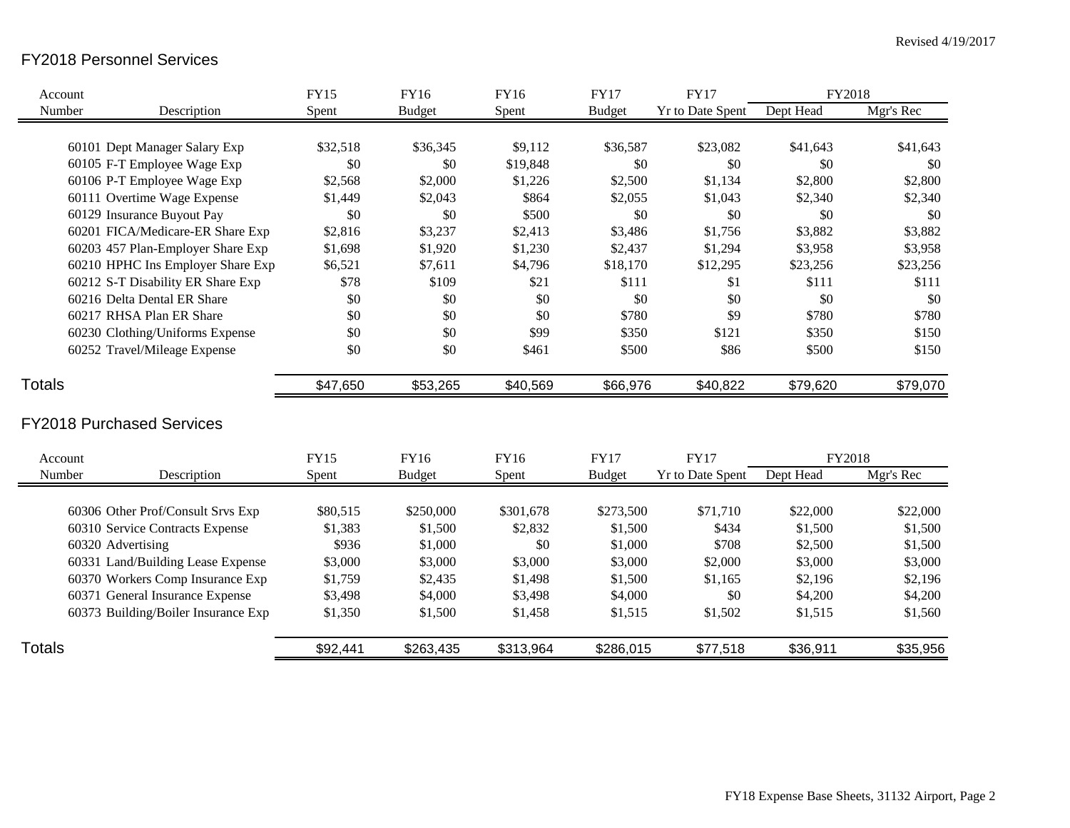Revised 4/19/2017

## FY2018 Personnel Services

| Account Number | Description | FY15 Spent | FY16 Budget | FY16 Spent | FY17 Budget | FY17 Yr to Date Spent | FY2018 Dept Head | FY2018 Mgr's Rec |
|---|---|---|---|---|---|---|---|---|
| 60101 | Dept Manager Salary Exp | $32,518 | $36,345 | $9,112 | $36,587 | $23,082 | $41,643 | $41,643 |
| 60105 | F-T Employee Wage Exp | $0 | $0 | $19,848 | $0 | $0 | $0 | $0 |
| 60106 | P-T Employee Wage Exp | $2,568 | $2,000 | $1,226 | $2,500 | $1,134 | $2,800 | $2,800 |
| 60111 | Overtime Wage Expense | $1,449 | $2,043 | $864 | $2,055 | $1,043 | $2,340 | $2,340 |
| 60129 | Insurance Buyout Pay | $0 | $0 | $500 | $0 | $0 | $0 | $0 |
| 60201 | FICA/Medicare-ER Share Exp | $2,816 | $3,237 | $2,413 | $3,486 | $1,756 | $3,882 | $3,882 |
| 60203 | 457 Plan-Employer Share Exp | $1,698 | $1,920 | $1,230 | $2,437 | $1,294 | $3,958 | $3,958 |
| 60210 | HPHC Ins Employer Share Exp | $6,521 | $7,611 | $4,796 | $18,170 | $12,295 | $23,256 | $23,256 |
| 60212 | S-T Disability ER Share Exp | $78 | $109 | $21 | $111 | $1 | $111 | $111 |
| 60216 | Delta Dental ER Share | $0 | $0 | $0 | $0 | $0 | $0 | $0 |
| 60217 | RHSA Plan ER Share | $0 | $0 | $0 | $780 | $9 | $780 | $780 |
| 60230 | Clothing/Uniforms Expense | $0 | $0 | $99 | $350 | $121 | $350 | $150 |
| 60252 | Travel/Mileage Expense | $0 | $0 | $461 | $500 | $86 | $500 | $150 |
| **Totals** | | $47,650 | $53,265 | $40,569 | $66,976 | $40,822 | $79,620 | $79,070 |

## FY2018 Purchased Services

| Account Number | Description | FY15 Spent | FY16 Budget | FY16 Spent | FY17 Budget | FY17 Yr to Date Spent | FY2018 Dept Head | FY2018 Mgr's Rec |
|---|---|---|---|---|---|---|---|---|
| 60306 | Other Prof/Consult Srvs Exp | $80,515 | $250,000 | $301,678 | $273,500 | $71,710 | $22,000 | $22,000 |
| 60310 | Service Contracts Expense | $1,383 | $1,500 | $2,832 | $1,500 | $434 | $1,500 | $1,500 |
| 60320 | Advertising | $936 | $1,000 | $0 | $1,000 | $708 | $2,500 | $1,500 |
| 60331 | Land/Building Lease Expense | $3,000 | $3,000 | $3,000 | $3,000 | $2,000 | $3,000 | $3,000 |
| 60370 | Workers Comp Insurance Exp | $1,759 | $2,435 | $1,498 | $1,500 | $1,165 | $2,196 | $2,196 |
| 60371 | General Insurance Expense | $3,498 | $4,000 | $3,498 | $4,000 | $0 | $4,200 | $4,200 |
| 60373 | Building/Boiler Insurance Exp | $1,350 | $1,500 | $1,458 | $1,515 | $1,502 | $1,515 | $1,560 |
| **Totals** | | $92,441 | $263,435 | $313,964 | $286,015 | $77,518 | $36,911 | $35,956 |

FY18 Expense Base Sheets, 31132 Airport, Page 2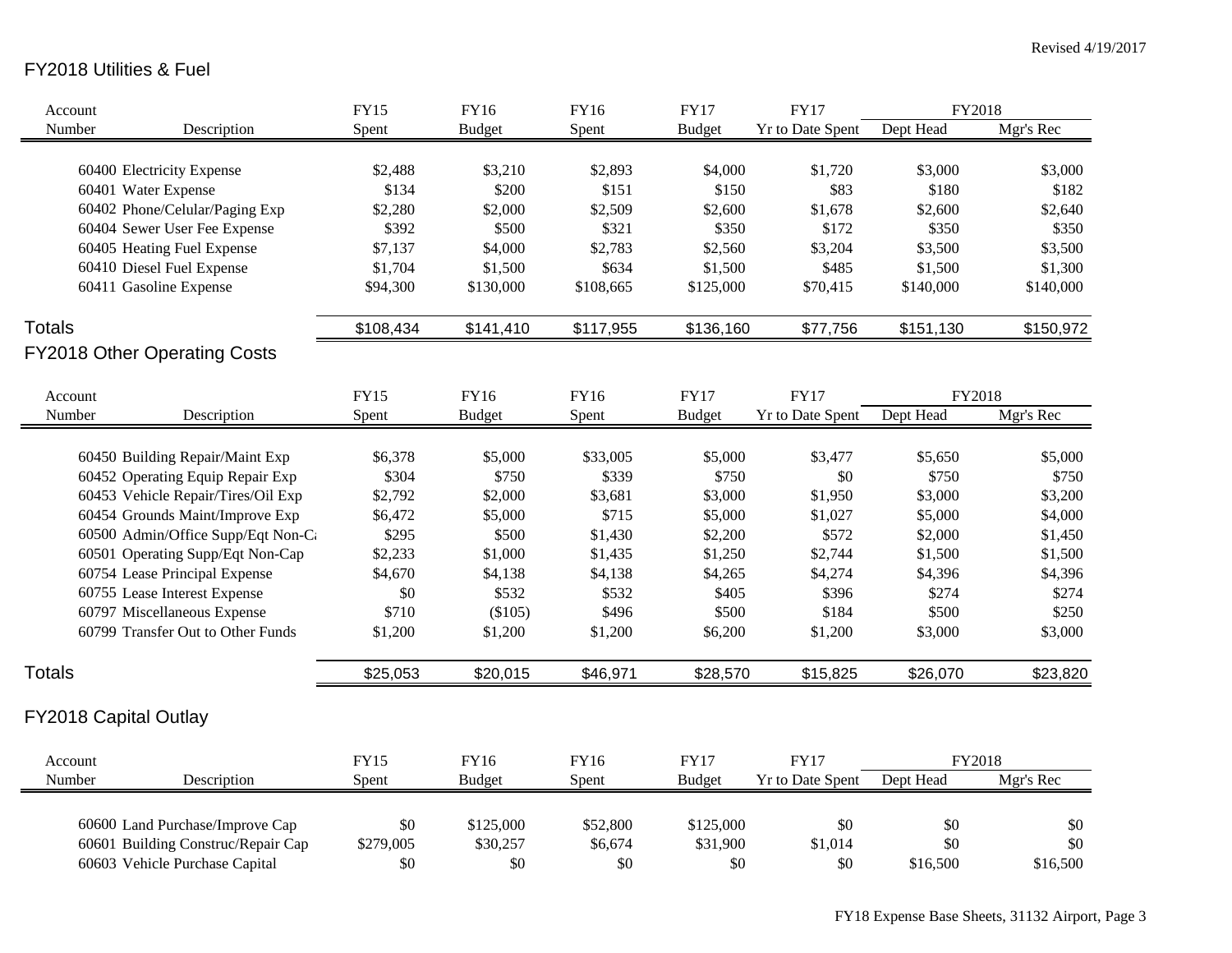Revised 4/19/2017

## FY2018 Utilities & Fuel

| Account Number | Description | FY15 Spent | FY16 Budget | FY16 Spent | FY17 Budget | FY17 Yr to Date Spent | FY2018 Dept Head | FY2018 Mgr's Rec |
|---|---|---|---|---|---|---|---|---|
| 60400 | Electricity Expense | $2,488 | $3,210 | $2,893 | $4,000 | $1,720 | $3,000 | $3,000 |
| 60401 | Water Expense | $134 | $200 | $151 | $150 | $83 | $180 | $182 |
| 60402 | Phone/Celular/Paging Exp | $2,280 | $2,000 | $2,509 | $2,600 | $1,678 | $2,600 | $2,640 |
| 60404 | Sewer User Fee Expense | $392 | $500 | $321 | $350 | $172 | $350 | $350 |
| 60405 | Heating Fuel Expense | $7,137 | $4,000 | $2,783 | $2,560 | $3,204 | $3,500 | $3,500 |
| 60410 | Diesel Fuel Expense | $1,704 | $1,500 | $634 | $1,500 | $485 | $1,500 | $1,300 |
| 60411 | Gasoline Expense | $94,300 | $130,000 | $108,665 | $125,000 | $70,415 | $140,000 | $140,000 |
| **Totals** | | $108,434 | $141,410 | $117,955 | $136,160 | $77,756 | $151,130 | $150,972 |

## FY2018 Other Operating Costs

| Account Number | Description | FY15 Spent | FY16 Budget | FY16 Spent | FY17 Budget | FY17 Yr to Date Spent | FY2018 Dept Head | FY2018 Mgr's Rec |
|---|---|---|---|---|---|---|---|---|
| 60450 | Building Repair/Maint Exp | $6,378 | $5,000 | $33,005 | $5,000 | $3,477 | $5,650 | $5,000 |
| 60452 | Operating Equip Repair Exp | $304 | $750 | $339 | $750 | $0 | $750 | $750 |
| 60453 | Vehicle Repair/Tires/Oil Exp | $2,792 | $2,000 | $3,681 | $3,000 | $1,950 | $3,000 | $3,200 |
| 60454 | Grounds Maint/Improve Exp | $6,472 | $5,000 | $715 | $5,000 | $1,027 | $5,000 | $4,000 |
| 60500 | Admin/Office Supp/Eqt Non-Ca | $295 | $500 | $1,430 | $2,200 | $572 | $2,000 | $1,450 |
| 60501 | Operating Supp/Eqt Non-Cap | $2,233 | $1,000 | $1,435 | $1,250 | $2,744 | $1,500 | $1,500 |
| 60754 | Lease Principal Expense | $4,670 | $4,138 | $4,138 | $4,265 | $4,274 | $4,396 | $4,396 |
| 60755 | Lease Interest Expense | $0 | $532 | $532 | $405 | $396 | $274 | $274 |
| 60797 | Miscellaneous Expense | $710 | ($105) | $496 | $500 | $184 | $500 | $250 |
| 60799 | Transfer Out to Other Funds | $1,200 | $1,200 | $1,200 | $6,200 | $1,200 | $3,000 | $3,000 |
| **Totals** | | $25,053 | $20,015 | $46,971 | $28,570 | $15,825 | $26,070 | $23,820 |

## FY2018 Capital Outlay

| Account Number | Description | FY15 Spent | FY16 Budget | FY16 Spent | FY17 Budget | FY17 Yr to Date Spent | FY2018 Dept Head | FY2018 Mgr's Rec |
|---|---|---|---|---|---|---|---|---|
| 60600 | Land Purchase/Improve Cap | $0 | $125,000 | $52,800 | $125,000 | $0 | $0 | $0 |
| 60601 | Building Construc/Repair Cap | $279,005 | $30,257 | $6,674 | $31,900 | $1,014 | $0 | $0 |
| 60603 | Vehicle Purchase Capital | $0 | $0 | $0 | $0 | $0 | $16,500 | $16,500 |

FY18 Expense Base Sheets, 31132 Airport, Page 3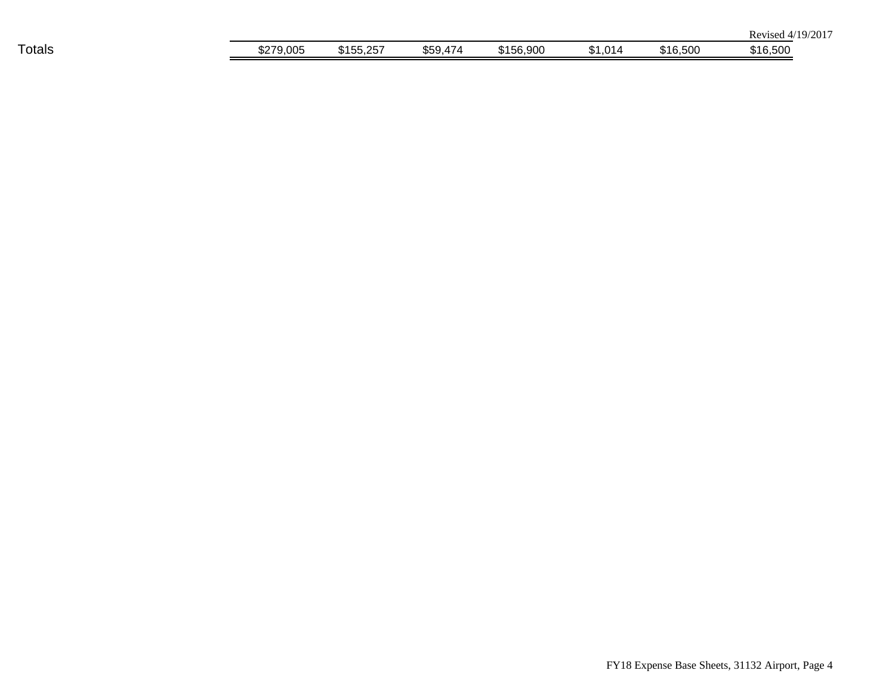Revised 4/19/2017

| Totals | $279,005 | $155,257 | $59,474 | $156,900 | $1,014 | $16,500 | $16,500 |
|---|---|---|---|---|---|---|---|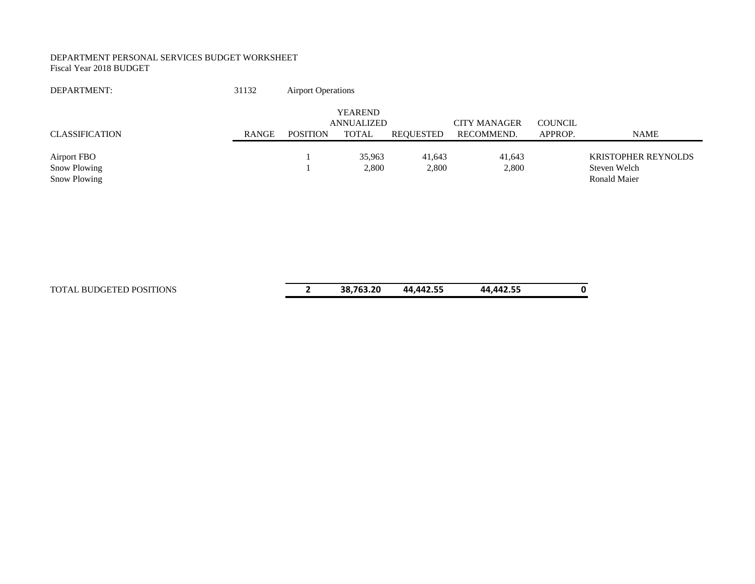DEPARTMENT PERSONAL SERVICES BUDGET WORKSHEET
Fiscal Year 2018 BUDGET

DEPARTMENT: 31132 Airport Operations

| CLASSIFICATION | RANGE | POSITION | YEAREND ANNUALIZED TOTAL | REQUESTED | CITY MANAGER RECOMMEND. | COUNCIL APPROP. | NAME |
|---|---|---|---|---|---|---|---|
| Airport FBO | | 1 | 35,963 | 41,643 | 41,643 | | KRISTOPHER REYNOLDS |
| Snow Plowing | | 1 | 2,800 | 2,800 | 2,800 | | Steven Welch |
| Snow Plowing | | | | | | | Ronald Maier |
| TOTAL BUDGETED POSITIONS | | **2** | **38,763.20** | **44,442.55** | **44,442.55** | **0** | |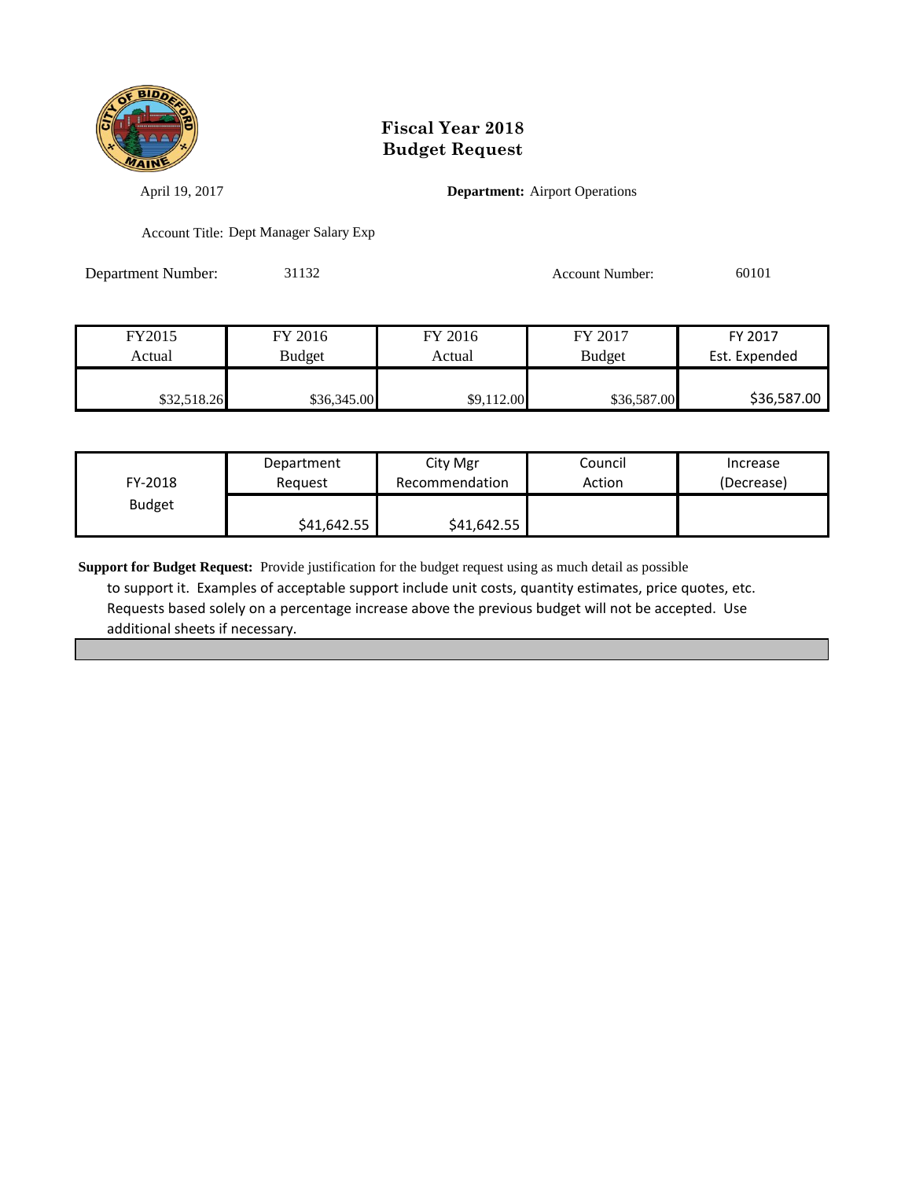# Fiscal Year 2018
# Budget Request

April 19, 2017

**Department:** Airport Operations

Account Title: Dept Manager Salary Exp

Department Number: 31132

Account Number: 60101

| FY2015 Actual | FY 2016 Budget | FY 2016 Actual | FY 2017 Budget | FY 2017 Est. Expended |
|---|---|---|---|---|
| $32,518.26 | $36,345.00 | $9,112.00 | $36,587.00 | $36,587.00 |

| FY-2018 Budget | Department Request | City Mgr Recommendation | Council Action | Increase (Decrease) |
|---|---|---|---|---|
| | $41,642.55 | $41,642.55 | | |

**Support for Budget Request:** Provide justification for the budget request using as much detail as possible to support it. Examples of acceptable support include unit costs, quantity estimates, price quotes, etc. Requests based solely on a percentage increase above the previous budget will not be accepted. Use additional sheets if necessary.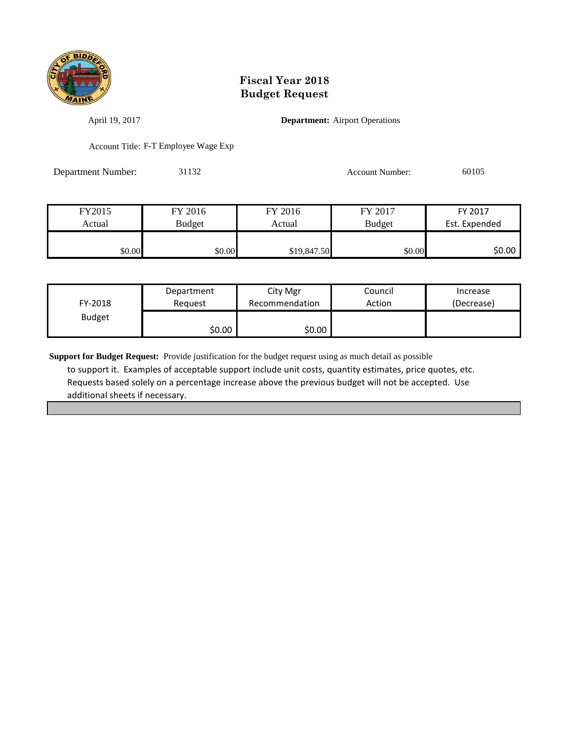# Fiscal Year 2018
# Budget Request

April 19, 2017

**Department:** Airport Operations

Account Title: F-T Employee Wage Exp

Department Number: 31132

Account Number: 60105

| FY2015 Actual | FY 2016 Budget | FY 2016 Actual | FY 2017 Budget | FY 2017 Est. Expended |
|---|---|---|---|---|
| $0.00 | $0.00 | $19,847.50 | $0.00 | $0.00 |

| FY-2018 Budget | Department Request | City Mgr Recommendation | Council Action | Increase (Decrease) |
|---|---|---|---|---|
| | $0.00 | $0.00 | | |

**Support for Budget Request:** Provide justification for the budget request using as much detail as possible to support it. Examples of acceptable support include unit costs, quantity estimates, price quotes, etc. Requests based solely on a percentage increase above the previous budget will not be accepted. Use additional sheets if necessary.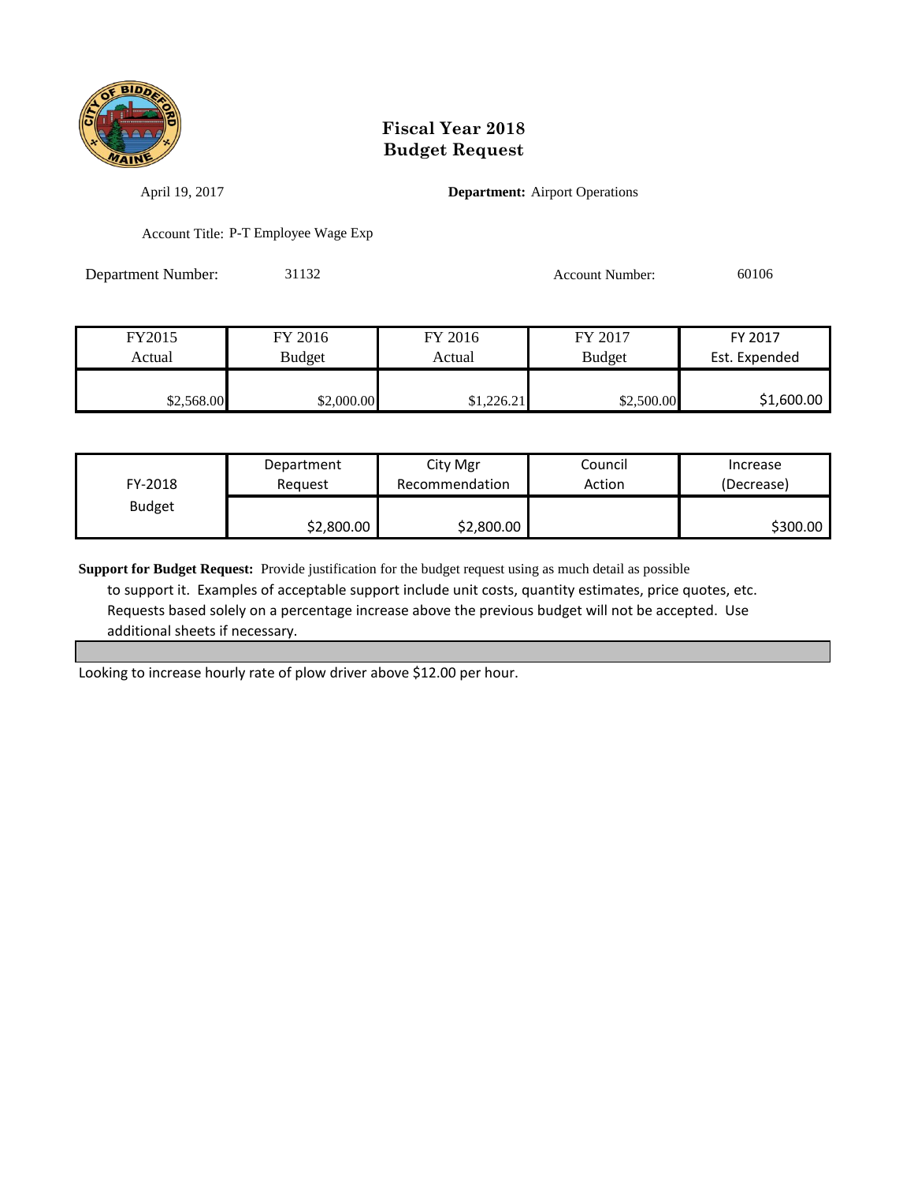# Fiscal Year 2018
# Budget Request

April 19, 2017

**Department:** Airport Operations

Account Title: P-T Employee Wage Exp

Department Number: 31132

Account Number: 60106

| FY2015 Actual | FY 2016 Budget | FY 2016 Actual | FY 2017 Budget | FY 2017 Est. Expended |
|---|---|---|---|---|
| $2,568.00 | $2,000.00 | $1,226.21 | $2,500.00 | $1,600.00 |

| FY-2018 Budget | Department Request | City Mgr Recommendation | Council Action | Increase (Decrease) |
|---|---|---|---|---|
| | $2,800.00 | $2,800.00 | | $300.00 |

**Support for Budget Request:** Provide justification for the budget request using as much detail as possible to support it. Examples of acceptable support include unit costs, quantity estimates, price quotes, etc. Requests based solely on a percentage increase above the previous budget will not be accepted. Use additional sheets if necessary.

Looking to increase hourly rate of plow driver above $12.00 per hour.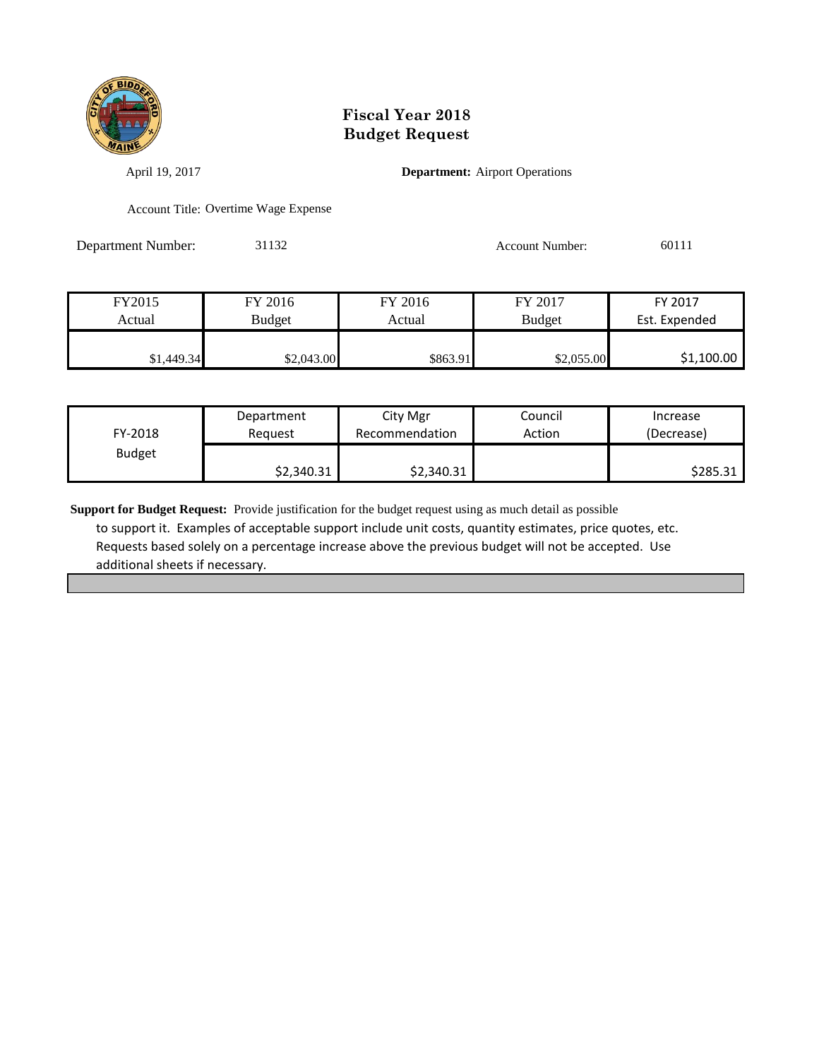# Fiscal Year 2018
# Budget Request

April 19, 2017

**Department:** Airport Operations

Account Title: Overtime Wage Expense

Department Number: 31132

Account Number: 60111

| FY2015 Actual | FY 2016 Budget | FY 2016 Actual | FY 2017 Budget | FY 2017 Est. Expended |
|---|---|---|---|---|
| $1,449.34 | $2,043.00 | $863.91 | $2,055.00 | $1,100.00 |

| FY-2018 Budget | Department Request | City Mgr Recommendation | Council Action | Increase (Decrease) |
|---|---|---|---|---|
| | $2,340.31 | $2,340.31 | | $285.31 |

**Support for Budget Request:** Provide justification for the budget request using as much detail as possible to support it. Examples of acceptable support include unit costs, quantity estimates, price quotes, etc. Requests based solely on a percentage increase above the previous budget will not be accepted. Use additional sheets if necessary.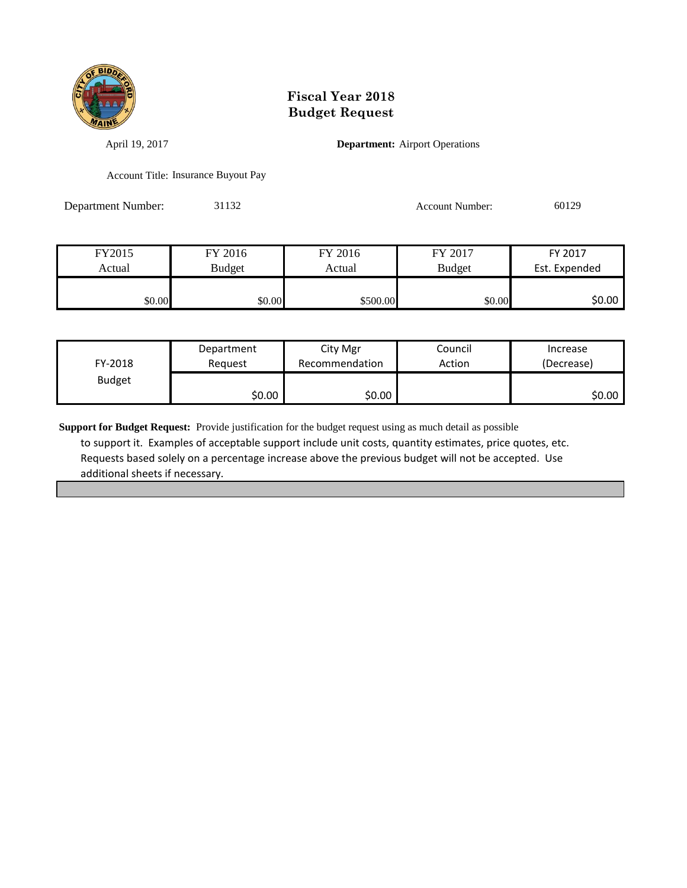# Fiscal Year 2018
# Budget Request

April 19, 2017

**Department:** Airport Operations

Account Title: Insurance Buyout Pay

Department Number: 31132

Account Number: 60129

| FY2015 Actual | FY 2016 Budget | FY 2016 Actual | FY 2017 Budget | FY 2017 Est. Expended |
|---|---|---|---|---|
| $0.00 | $0.00 | $500.00 | $0.00 | $0.00 |

| FY-2018 Budget | Department Request | City Mgr Recommendation | Council Action | Increase (Decrease) |
|---|---|---|---|---|
| | $0.00 | $0.00 | | $0.00 |

**Support for Budget Request:** Provide justification for the budget request using as much detail as possible to support it. Examples of acceptable support include unit costs, quantity estimates, price quotes, etc. Requests based solely on a percentage increase above the previous budget will not be accepted. Use additional sheets if necessary.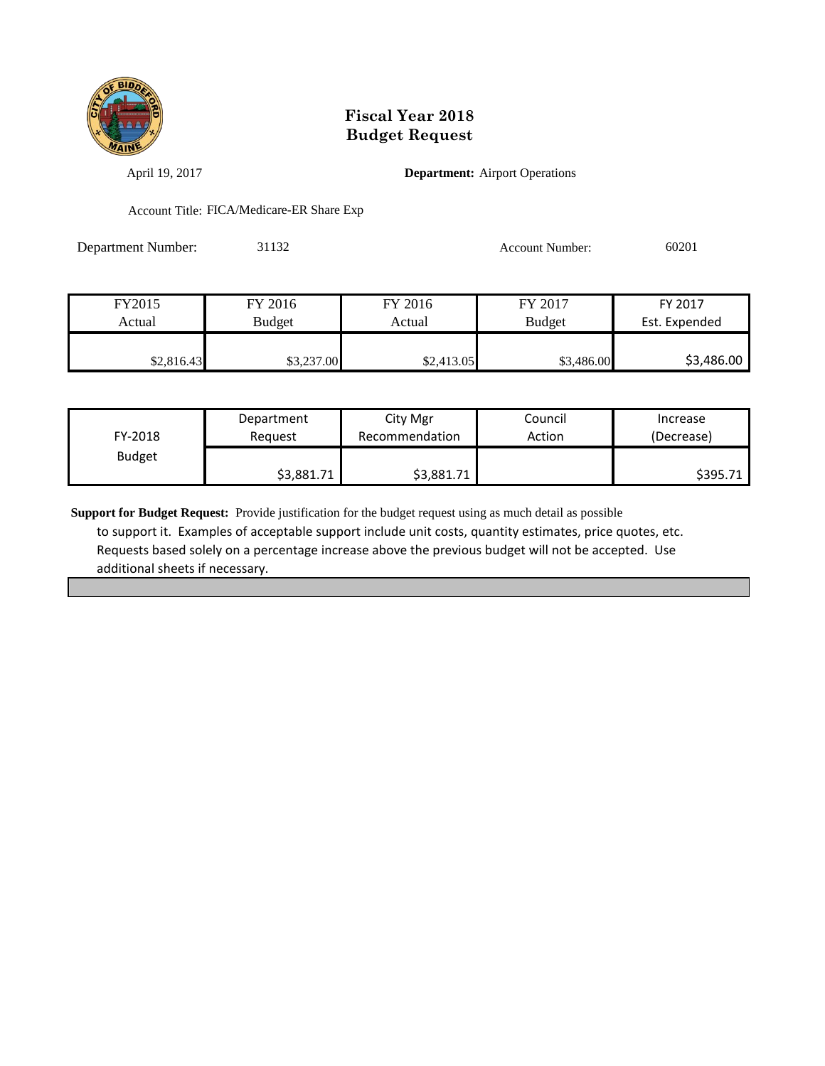# Fiscal Year 2018
# Budget Request

April 19, 2017

**Department:** Airport Operations

Account Title: FICA/Medicare-ER Share Exp

Department Number: 31132

Account Number: 60201

| FY2015 Actual | FY 2016 Budget | FY 2016 Actual | FY 2017 Budget | FY 2017 Est. Expended |
|---|---|---|---|---|
| $2,816.43 | $3,237.00 | $2,413.05 | $3,486.00 | $3,486.00 |

| FY-2018 Budget | Department Request | City Mgr Recommendation | Council Action | Increase (Decrease) |
|---|---|---|---|---|
| | $3,881.71 | $3,881.71 | | $395.71 |

**Support for Budget Request:** Provide justification for the budget request using as much detail as possible to support it. Examples of acceptable support include unit costs, quantity estimates, price quotes, etc. Requests based solely on a percentage increase above the previous budget will not be accepted. Use additional sheets if necessary.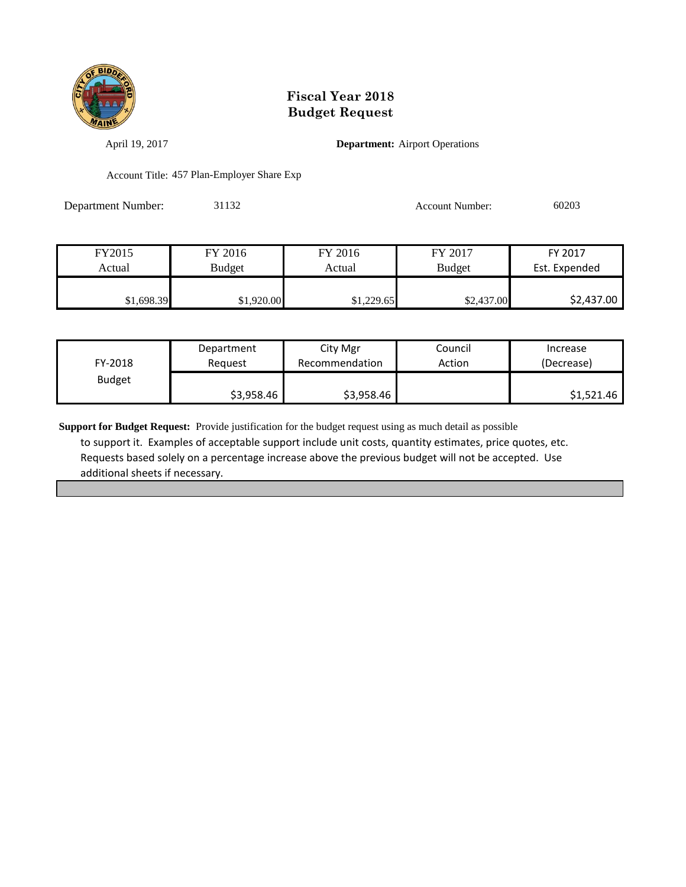# Fiscal Year 2018
# Budget Request

April 19, 2017

**Department:** Airport Operations

Account Title: 457 Plan-Employer Share Exp

Department Number: 31132

Account Number: 60203

| FY2015 Actual | FY 2016 Budget | FY 2016 Actual | FY 2017 Budget | FY 2017 Est. Expended |
|---|---|---|---|---|
| $1,698.39 | $1,920.00 | $1,229.65 | $2,437.00 | $2,437.00 |

| FY-2018 Budget | Department Request | City Mgr Recommendation | Council Action | Increase (Decrease) |
|---|---|---|---|---|
| | $3,958.46 | $3,958.46 | | $1,521.46 |

**Support for Budget Request:** Provide justification for the budget request using as much detail as possible to support it. Examples of acceptable support include unit costs, quantity estimates, price quotes, etc. Requests based solely on a percentage increase above the previous budget will not be accepted. Use additional sheets if necessary.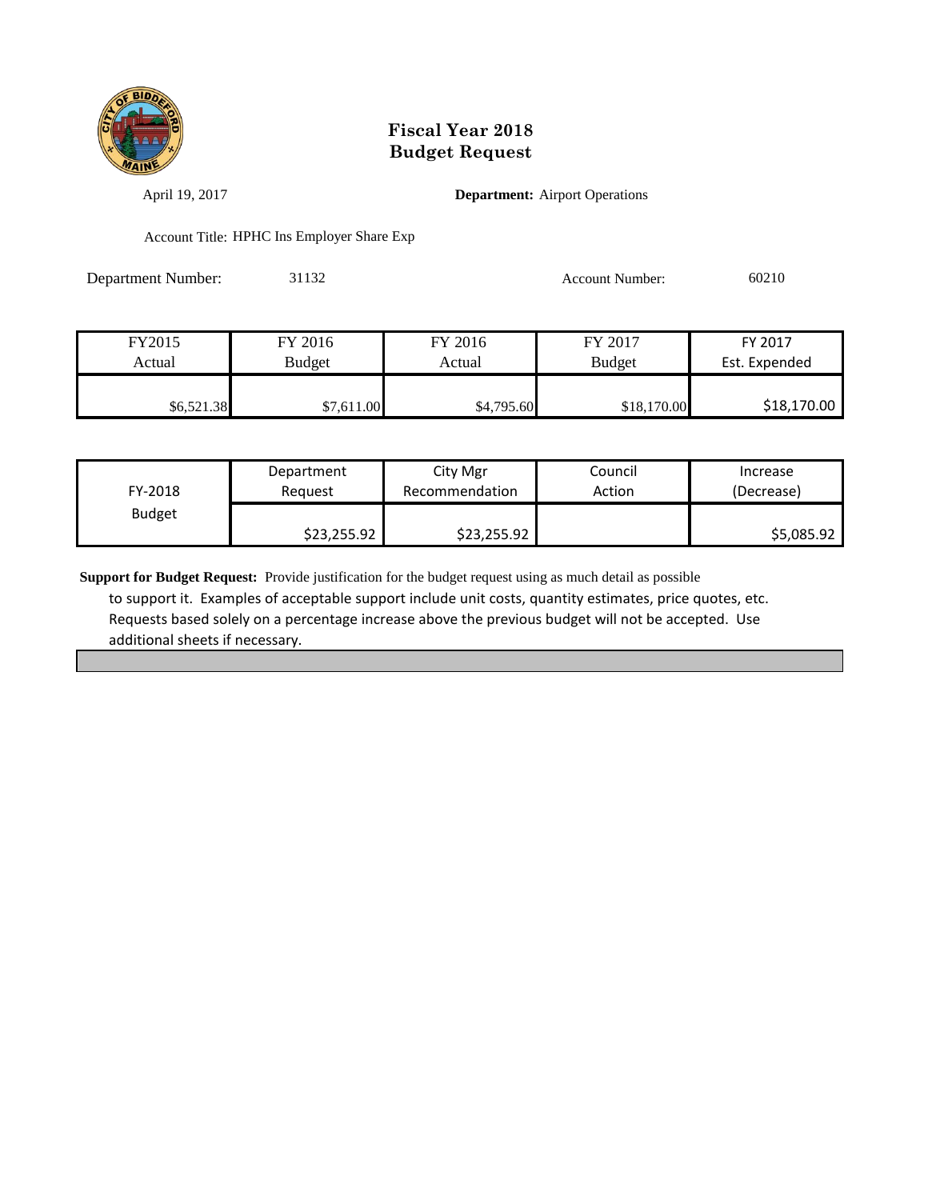# Fiscal Year 2018
# Budget Request

April 19, 2017 **Department:** Airport Operations

Account Title: HPHC Ins Employer Share Exp

Department Number: 31132 Account Number: 60210

| FY2015 Actual | FY 2016 Budget | FY 2016 Actual | FY 2017 Budget | FY 2017 Est. Expended |
|---|---|---|---|---|
| $6,521.38 | $7,611.00 | $4,795.60 | $18,170.00 | $18,170.00 |

| FY-2018 Budget | Department Request | City Mgr Recommendation | Council Action | Increase (Decrease) |
|---|---|---|---|---|
| | $23,255.92 | $23,255.92 | | $5,085.92 |

**Support for Budget Request:** Provide justification for the budget request using as much detail as possible to support it. Examples of acceptable support include unit costs, quantity estimates, price quotes, etc. Requests based solely on a percentage increase above the previous budget will not be accepted. Use additional sheets if necessary.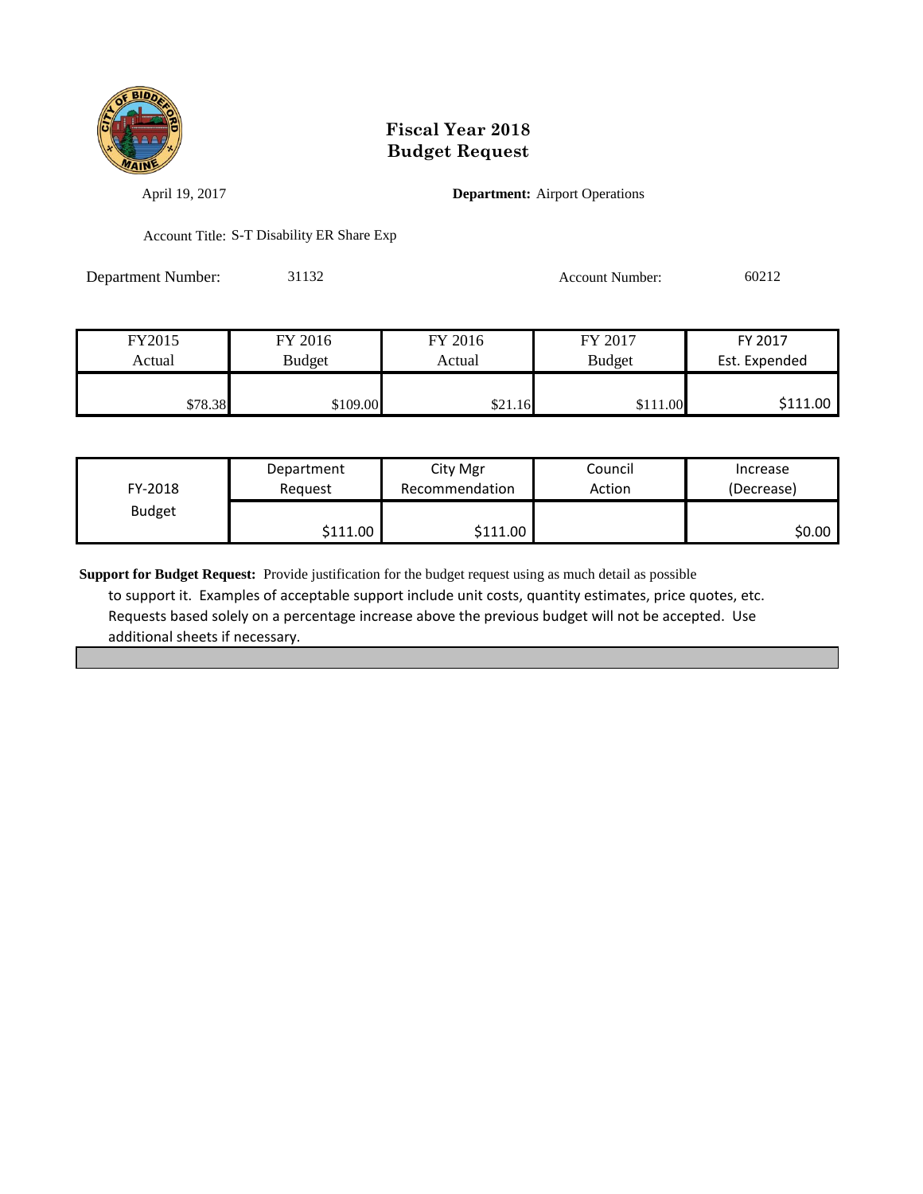# Fiscal Year 2018
# Budget Request

April 19, 2017

**Department:** Airport Operations

Account Title: S-T Disability ER Share Exp

Department Number: 31132

Account Number: 60212

| FY2015 Actual | FY 2016 Budget | FY 2016 Actual | FY 2017 Budget | FY 2017 Est. Expended |
|---|---|---|---|---|
| $78.38 | $109.00 | $21.16 | $111.00 | $111.00 |

| FY-2018 Budget | Department Request | City Mgr Recommendation | Council Action | Increase (Decrease) |
|---|---|---|---|---|
| | $111.00 | $111.00 | | $0.00 |

**Support for Budget Request:** Provide justification for the budget request using as much detail as possible to support it. Examples of acceptable support include unit costs, quantity estimates, price quotes, etc. Requests based solely on a percentage increase above the previous budget will not be accepted. Use additional sheets if necessary.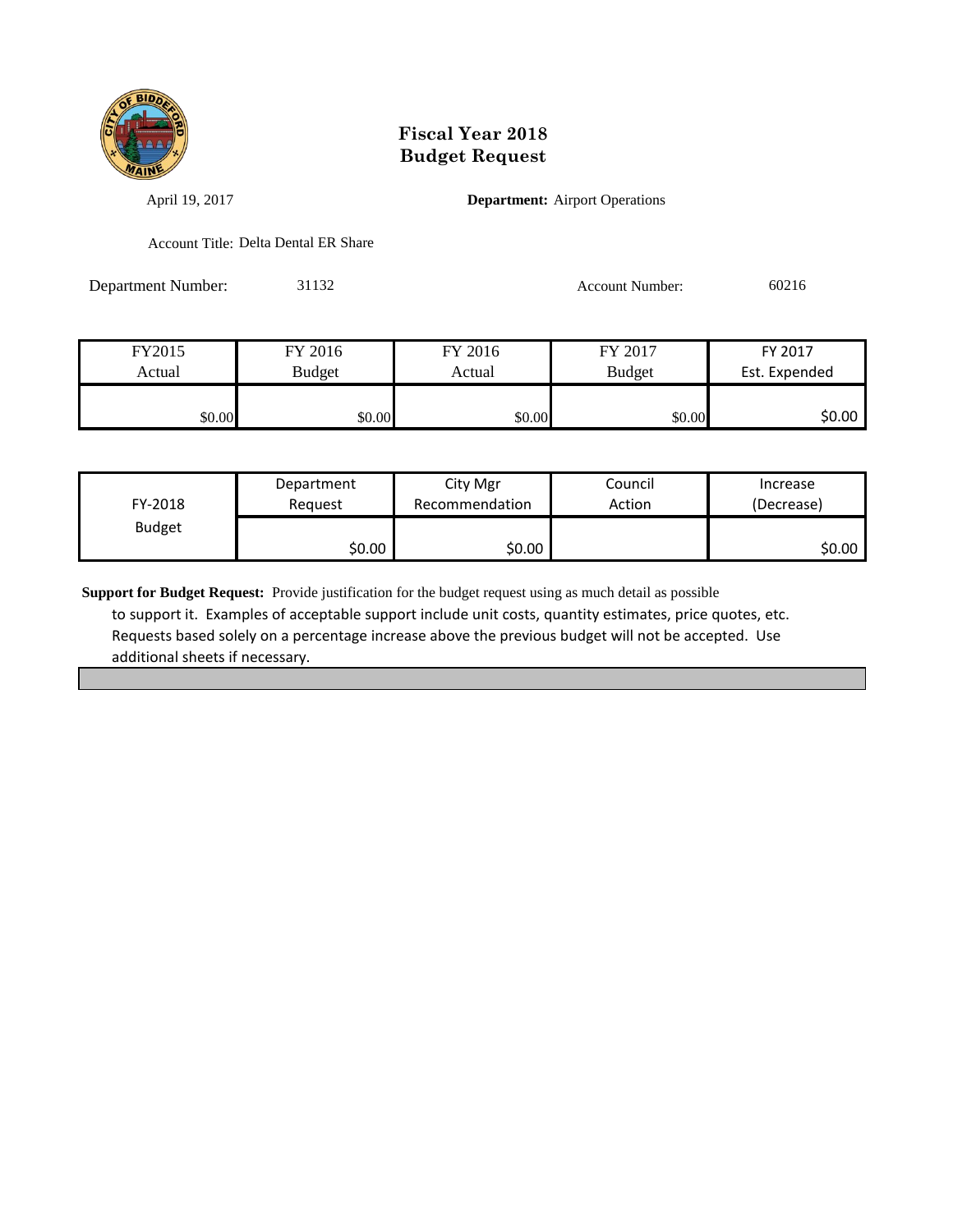# Fiscal Year 2018
# Budget Request

April 19, 2017

**Department:** Airport Operations

Account Title: Delta Dental ER Share

Department Number: 31132

Account Number: 60216

| FY2015 Actual | FY 2016 Budget | FY 2016 Actual | FY 2017 Budget | FY 2017 Est. Expended |
|---|---|---|---|---|
| $0.00 | $0.00 | $0.00 | $0.00 | $0.00 |

| FY-2018 Budget | Department Request | City Mgr Recommendation | Council Action | Increase (Decrease) |
|---|---|---|---|---|
| | $0.00 | $0.00 | | $0.00 |

**Support for Budget Request:** Provide justification for the budget request using as much detail as possible to support it. Examples of acceptable support include unit costs, quantity estimates, price quotes, etc. Requests based solely on a percentage increase above the previous budget will not be accepted. Use additional sheets if necessary.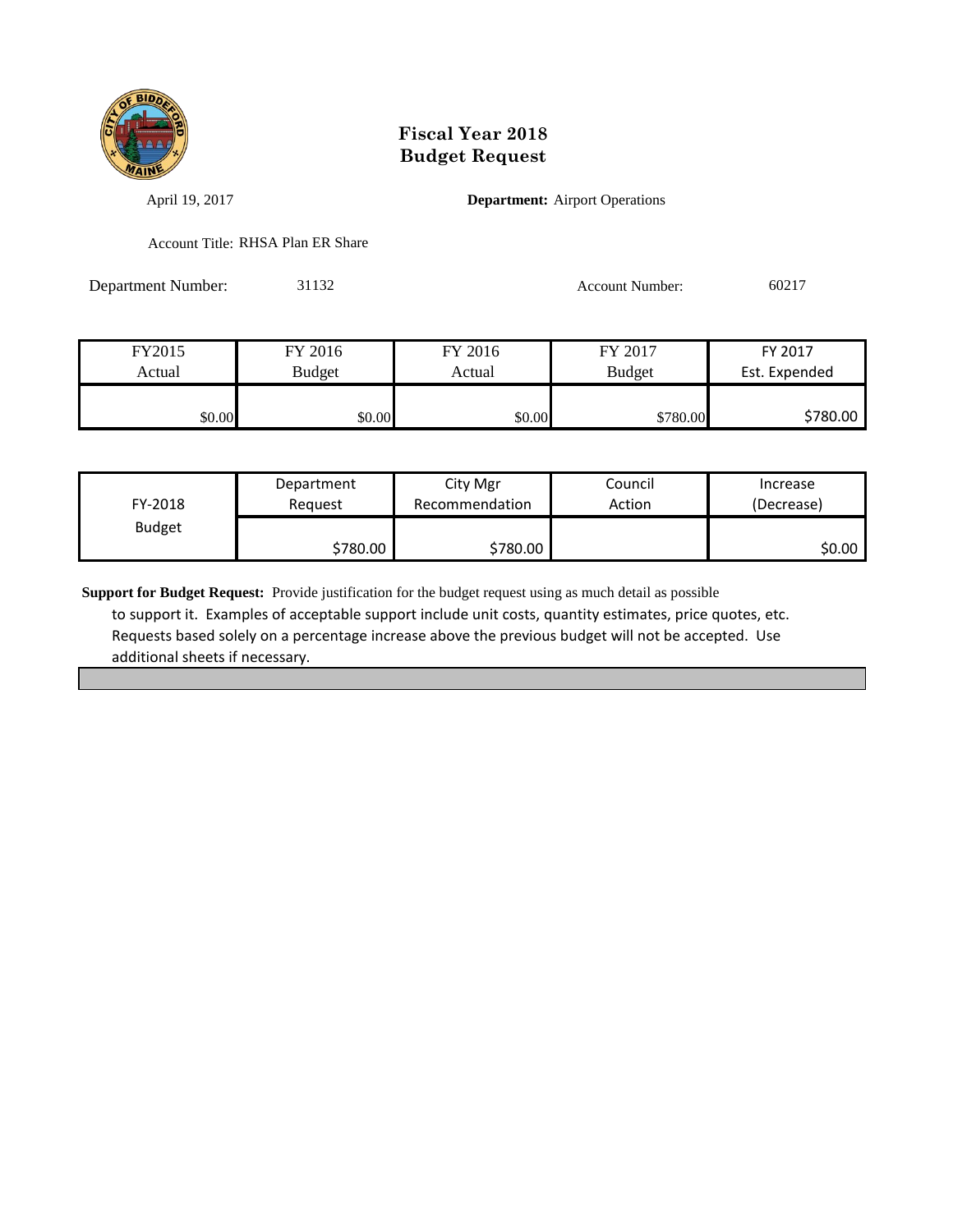# Fiscal Year 2018
# Budget Request

April 19, 2017

**Department:** Airport Operations

Account Title: RHSA Plan ER Share

Department Number: 31132

Account Number: 60217

| FY2015 Actual | FY 2016 Budget | FY 2016 Actual | FY 2017 Budget | FY 2017 Est. Expended |
|---|---|---|---|---|
| $0.00 | $0.00 | $0.00 | $780.00 | $780.00 |

| FY-2018 Budget | Department Request | City Mgr Recommendation | Council Action | Increase (Decrease) |
|---|---|---|---|---|
| | $780.00 | $780.00 | | $0.00 |

**Support for Budget Request:** Provide justification for the budget request using as much detail as possible to support it. Examples of acceptable support include unit costs, quantity estimates, price quotes, etc. Requests based solely on a percentage increase above the previous budget will not be accepted. Use additional sheets if necessary.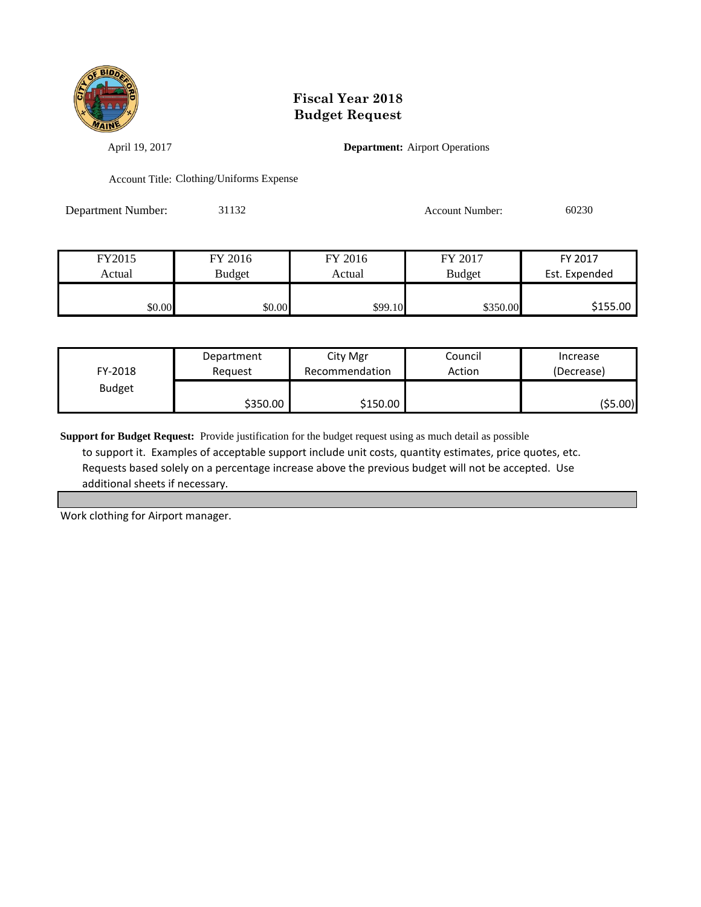# Fiscal Year 2018
# Budget Request

April 19, 2017

**Department:** Airport Operations

Account Title: Clothing/Uniforms Expense

Department Number: 31132

Account Number: 60230

| FY2015 Actual | FY 2016 Budget | FY 2016 Actual | FY 2017 Budget | FY 2017 Est. Expended |
|---|---|---|---|---|
| $0.00 | $0.00 | $99.10 | $350.00 | $155.00 |

| FY-2018 Budget | Department Request | City Mgr Recommendation | Council Action | Increase (Decrease) |
|---|---|---|---|---|
| | $350.00 | $150.00 | | ($5.00) |

**Support for Budget Request:** Provide justification for the budget request using as much detail as possible to support it. Examples of acceptable support include unit costs, quantity estimates, price quotes, etc. Requests based solely on a percentage increase above the previous budget will not be accepted. Use additional sheets if necessary.

Work clothing for Airport manager.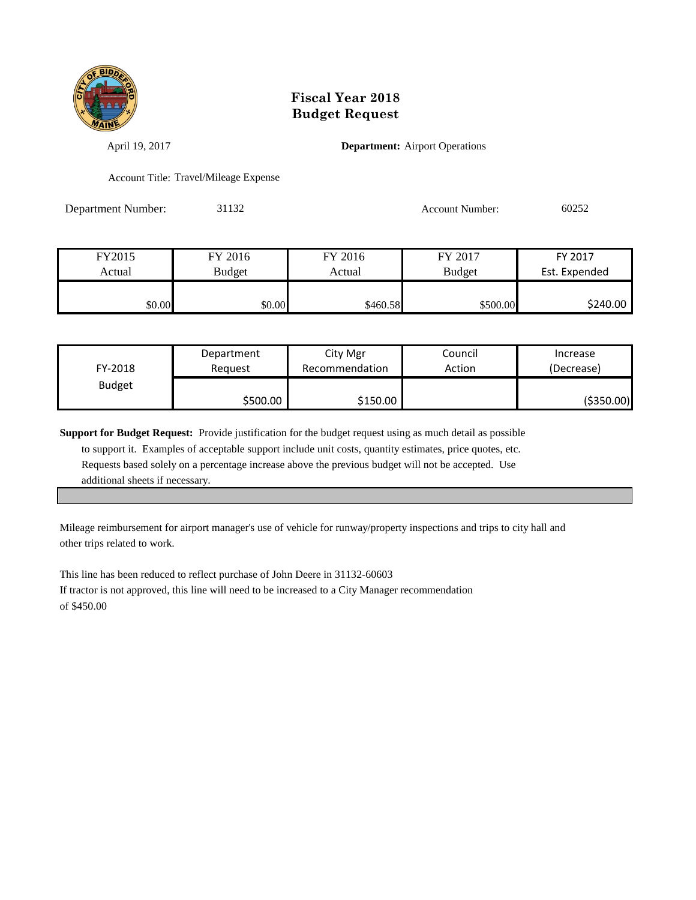# Fiscal Year 2018
# Budget Request

April 19, 2017

**Department:** Airport Operations

Account Title: Travel/Mileage Expense

Department Number: 31132

Account Number: 60252

| FY2015 Actual | FY 2016 Budget | FY 2016 Actual | FY 2017 Budget | FY 2017 Est. Expended |
|---|---|---|---|---|
| $0.00 | $0.00 | $460.58 | $500.00 | $240.00 |

| FY-2018 Budget | Department Request | City Mgr Recommendation | Council Action | Increase (Decrease) |
|---|---|---|---|---|
| | $500.00 | $150.00 | | ($350.00) |

**Support for Budget Request:** Provide justification for the budget request using as much detail as possible to support it. Examples of acceptable support include unit costs, quantity estimates, price quotes, etc. Requests based solely on a percentage increase above the previous budget will not be accepted. Use additional sheets if necessary.

Mileage reimbursement for airport manager's use of vehicle for runway/property inspections and trips to city hall and other trips related to work.

This line has been reduced to reflect purchase of John Deere in 31132-60603
If tractor is not approved, this line will need to be increased to a City Manager recommendation of $450.00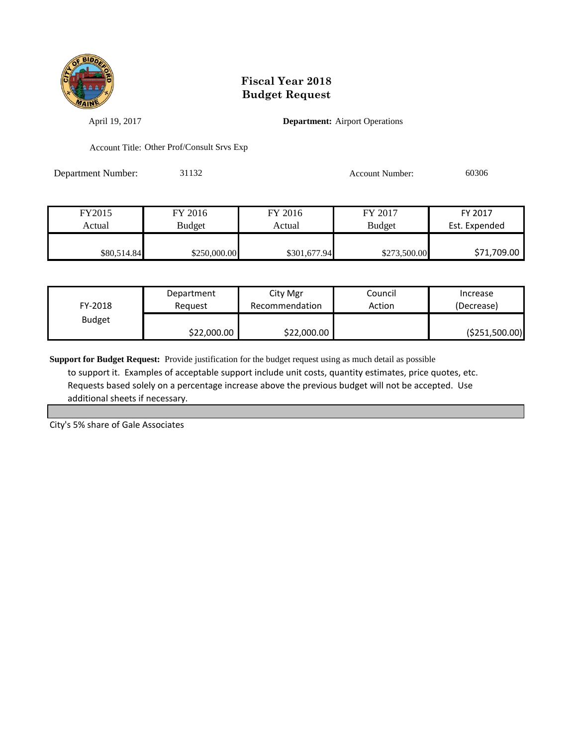# Fiscal Year 2018
# Budget Request

April 19, 2017

**Department:** Airport Operations

Account Title: Other Prof/Consult Srvs Exp

Department Number: 31132

Account Number: 60306

| FY2015 Actual | FY 2016 Budget | FY 2016 Actual | FY 2017 Budget | FY 2017 Est. Expended |
|---|---|---|---|---|
| $80,514.84 | $250,000.00 | $301,677.94 | $273,500.00 | $71,709.00 |

| FY-2018 Budget | Department Request | City Mgr Recommendation | Council Action | Increase (Decrease) |
|---|---|---|---|---|
| | $22,000.00 | $22,000.00 | | ($251,500.00) |

**Support for Budget Request:** Provide justification for the budget request using as much detail as possible to support it. Examples of acceptable support include unit costs, quantity estimates, price quotes, etc. Requests based solely on a percentage increase above the previous budget will not be accepted. Use additional sheets if necessary.

City's 5% share of Gale Associates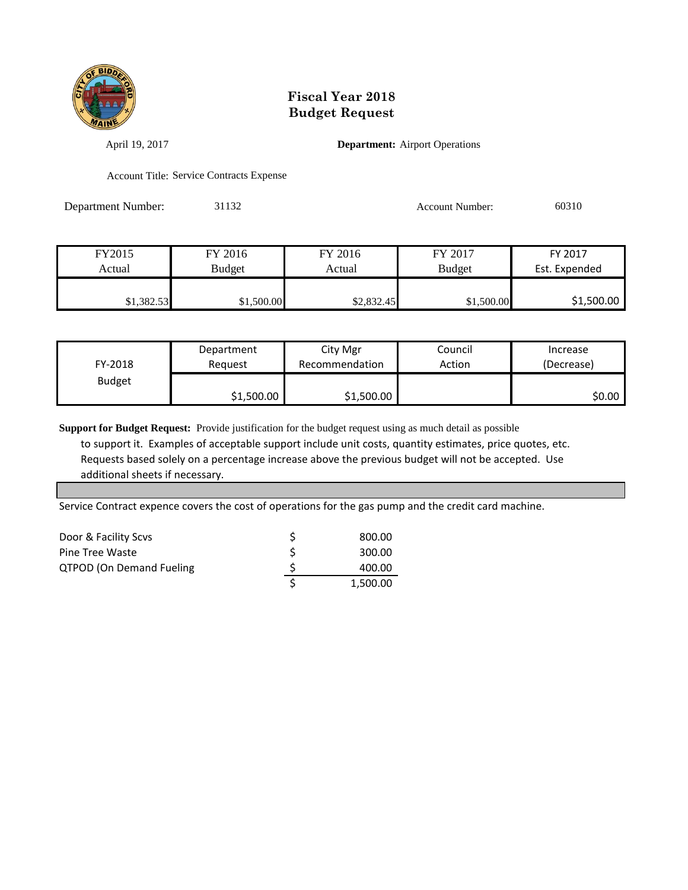# Fiscal Year 2018
# Budget Request

April 19, 2017

**Department:** Airport Operations

Account Title: Service Contracts Expense

Department Number: 31132

Account Number: 60310

| FY2015 Actual | FY 2016 Budget | FY 2016 Actual | FY 2017 Budget | FY 2017 Est. Expended |
|---|---|---|---|---|
| $1,382.53 | $1,500.00 | $2,832.45 | $1,500.00 | $1,500.00 |

| FY-2018 Budget | Department Request | City Mgr Recommendation | Council Action | Increase (Decrease) |
|---|---|---|---|---|
| | $1,500.00 | $1,500.00 | | $0.00 |

**Support for Budget Request:** Provide justification for the budget request using as much detail as possible to support it. Examples of acceptable support include unit costs, quantity estimates, price quotes, etc. Requests based solely on a percentage increase above the previous budget will not be accepted. Use additional sheets if necessary.

Service Contract expence covers the cost of operations for the gas pump and the credit card machine.

| | | |
|---|---|---|
| Door & Facility Scvs | $ | 800.00 |
| Pine Tree Waste | $ | 300.00 |
| QTPOD (On Demand Fueling | $ | 400.00 |
| | $ | 1,500.00 |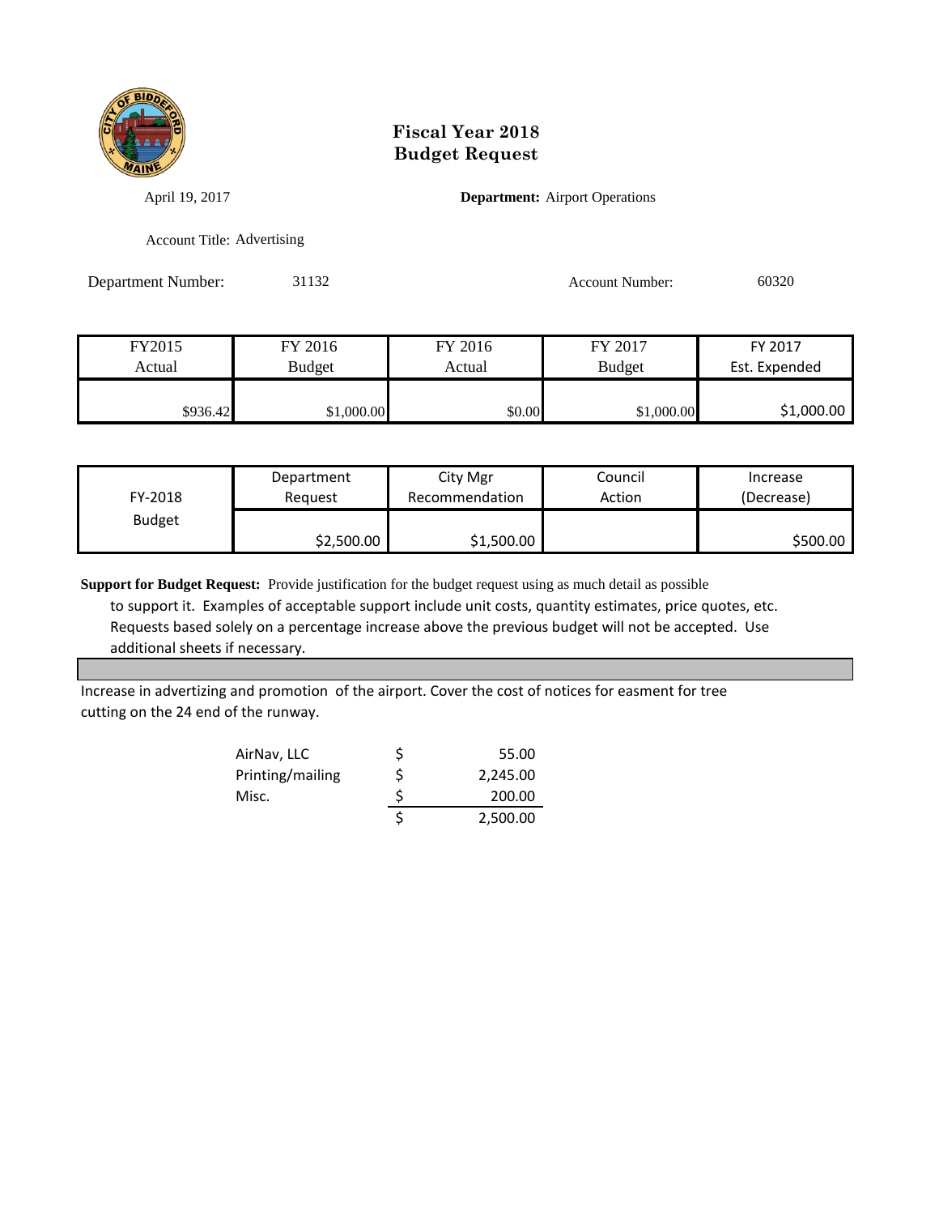# Fiscal Year 2018
# Budget Request

April 19, 2017

**Department:** Airport Operations

Account Title: Advertising

Department Number: 31132

Account Number: 60320

| FY2015 Actual | FY 2016 Budget | FY 2016 Actual | FY 2017 Budget | FY 2017 Est. Expended |
|---|---|---|---|---|
| $936.42 | $1,000.00 | $0.00 | $1,000.00 | $1,000.00 |

| FY-2018 Budget | Department Request | City Mgr Recommendation | Council Action | Increase (Decrease) |
|---|---|---|---|---|
| | $2,500.00 | $1,500.00 | | $500.00 |

**Support for Budget Request:** Provide justification for the budget request using as much detail as possible to support it. Examples of acceptable support include unit costs, quantity estimates, price quotes, etc. Requests based solely on a percentage increase above the previous budget will not be accepted. Use additional sheets if necessary.

Increase in advertizing and promotion of the airport. Cover the cost of notices for easment for tree cutting on the 24 end of the runway.

| | | |
|---|---|---|
| AirNav, LLC | $ | 55.00 |
| Printing/mailing | $ | 2,245.00 |
| Misc. | $ | 200.00 |
| | $ | 2,500.00 |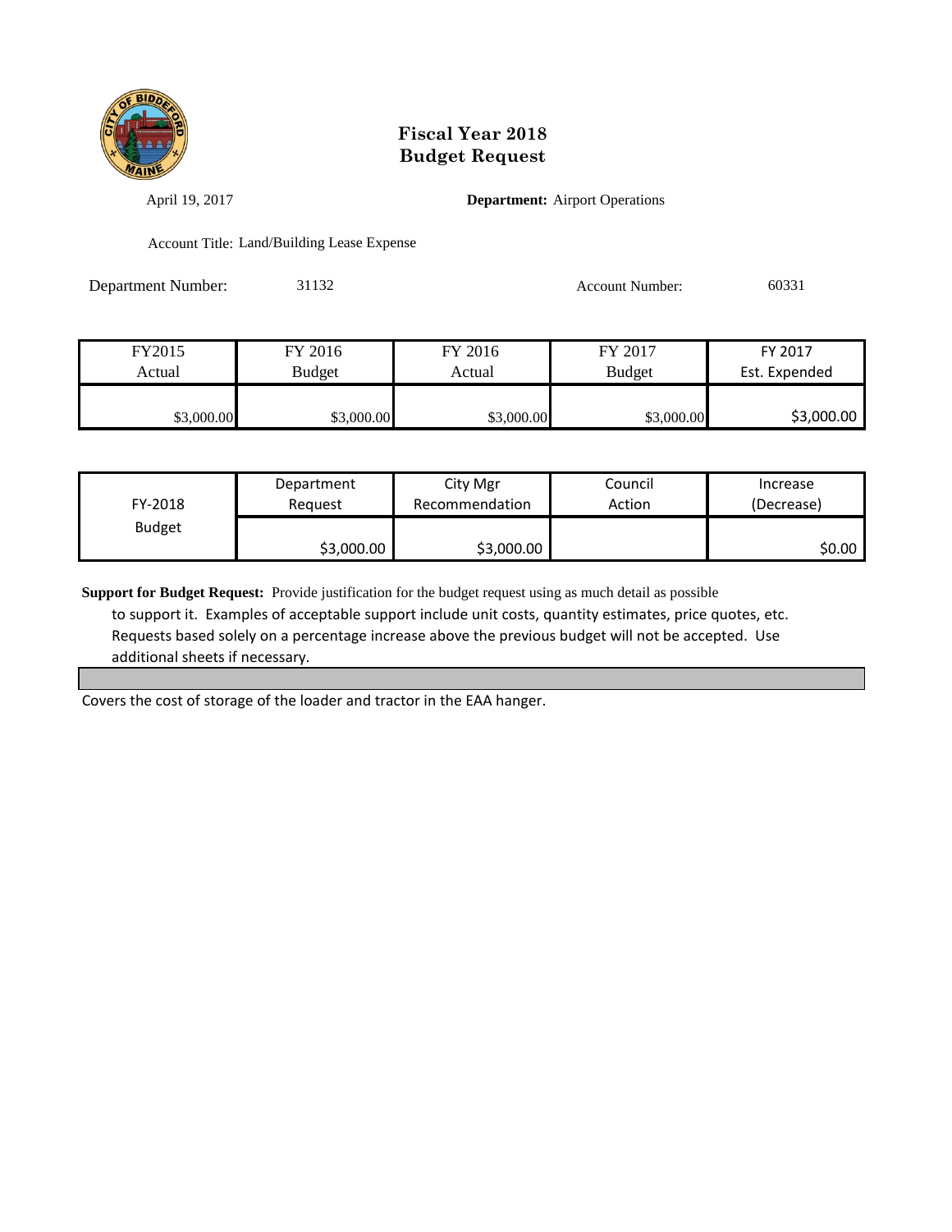# Fiscal Year 2018
# Budget Request

April 19, 2017

**Department:** Airport Operations

Account Title: Land/Building Lease Expense

Department Number: 31132

Account Number: 60331

| FY2015 Actual | FY 2016 Budget | FY 2016 Actual | FY 2017 Budget | FY 2017 Est. Expended |
|---|---|---|---|---|
| $3,000.00 | $3,000.00 | $3,000.00 | $3,000.00 | $3,000.00 |

| FY-2018 Budget | Department Request | City Mgr Recommendation | Council Action | Increase (Decrease) |
|---|---|---|---|---|
| | $3,000.00 | $3,000.00 | | $0.00 |

**Support for Budget Request:** Provide justification for the budget request using as much detail as possible to support it. Examples of acceptable support include unit costs, quantity estimates, price quotes, etc. Requests based solely on a percentage increase above the previous budget will not be accepted. Use additional sheets if necessary.

Covers the cost of storage of the loader and tractor in the EAA hanger.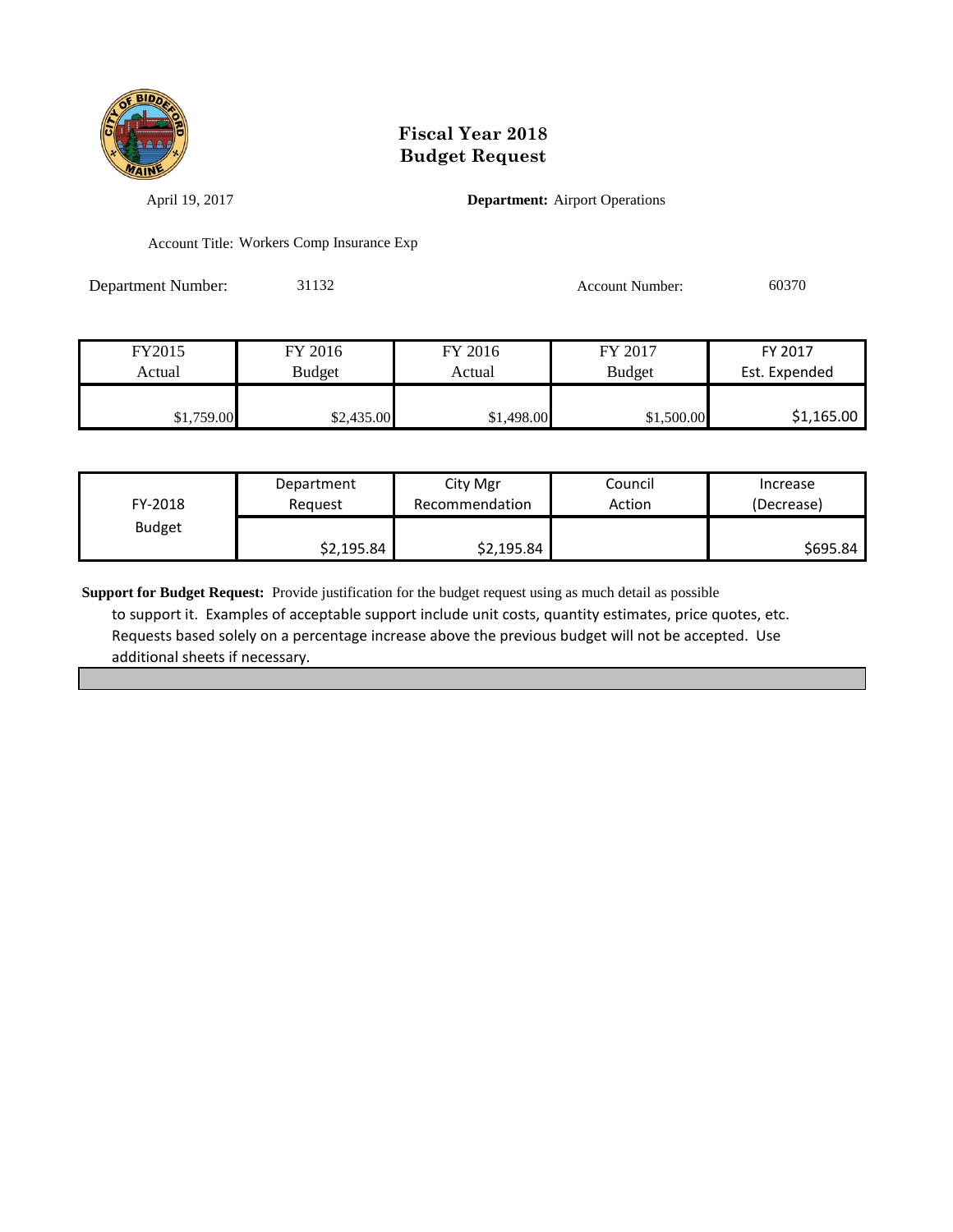# Fiscal Year 2018
# Budget Request

April 19, 2017 **Department:** Airport Operations

Account Title: Workers Comp Insurance Exp

Department Number: 31132 Account Number: 60370

| FY2015 Actual | FY 2016 Budget | FY 2016 Actual | FY 2017 Budget | FY 2017 Est. Expended |
|---|---|---|---|---|
| $1,759.00 | $2,435.00 | $1,498.00 | $1,500.00 | $1,165.00 |

| FY-2018 Budget | Department Request | City Mgr Recommendation | Council Action | Increase (Decrease) |
|---|---|---|---|---|
| | $2,195.84 | $2,195.84 | | $695.84 |

**Support for Budget Request:** Provide justification for the budget request using as much detail as possible to support it. Examples of acceptable support include unit costs, quantity estimates, price quotes, etc. Requests based solely on a percentage increase above the previous budget will not be accepted. Use additional sheets if necessary.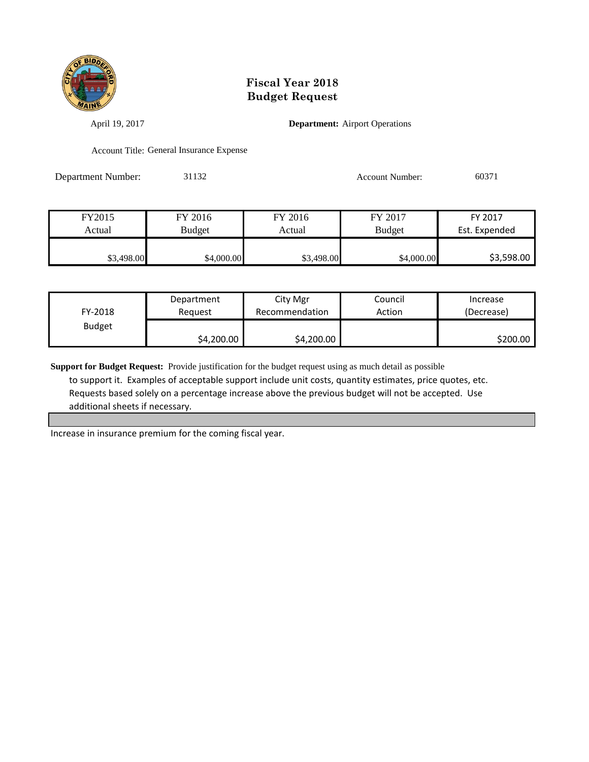# Fiscal Year 2018
# Budget Request

April 19, 2017

**Department:** Airport Operations

Account Title: General Insurance Expense

Department Number: 31132

Account Number: 60371

| FY2015 Actual | FY 2016 Budget | FY 2016 Actual | FY 2017 Budget | FY 2017 Est. Expended |
|---|---|---|---|---|
| $3,498.00 | $4,000.00 | $3,498.00 | $4,000.00 | $3,598.00 |

| FY-2018 Budget | Department Request | City Mgr Recommendation | Council Action | Increase (Decrease) |
|---|---|---|---|---|
| | $4,200.00 | $4,200.00 | | $200.00 |

**Support for Budget Request:** Provide justification for the budget request using as much detail as possible to support it. Examples of acceptable support include unit costs, quantity estimates, price quotes, etc. Requests based solely on a percentage increase above the previous budget will not be accepted. Use additional sheets if necessary.

Increase in insurance premium for the coming fiscal year.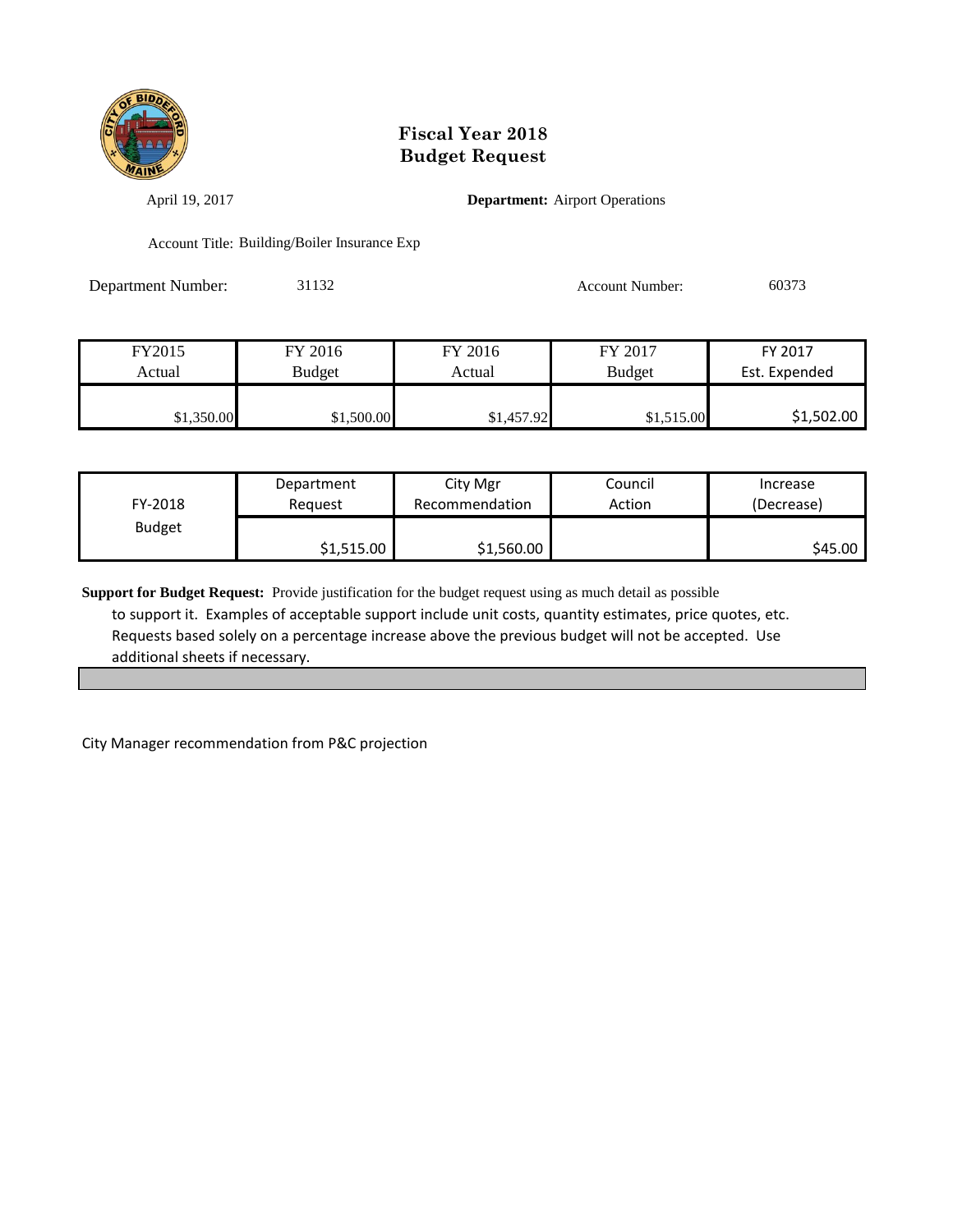# Fiscal Year 2018
# Budget Request

April 19, 2017

**Department:** Airport Operations

Account Title: Building/Boiler Insurance Exp

Department Number: 31132

Account Number: 60373

| FY2015 Actual | FY 2016 Budget | FY 2016 Actual | FY 2017 Budget | FY 2017 Est. Expended |
|---|---|---|---|---|
| $1,350.00 | $1,500.00 | $1,457.92 | $1,515.00 | $1,502.00 |

| FY-2018 Budget | Department Request | City Mgr Recommendation | Council Action | Increase (Decrease) |
|---|---|---|---|---|
| | $1,515.00 | $1,560.00 | | $45.00 |

**Support for Budget Request:** Provide justification for the budget request using as much detail as possible to support it. Examples of acceptable support include unit costs, quantity estimates, price quotes, etc. Requests based solely on a percentage increase above the previous budget will not be accepted. Use additional sheets if necessary.

City Manager recommendation from P&C projection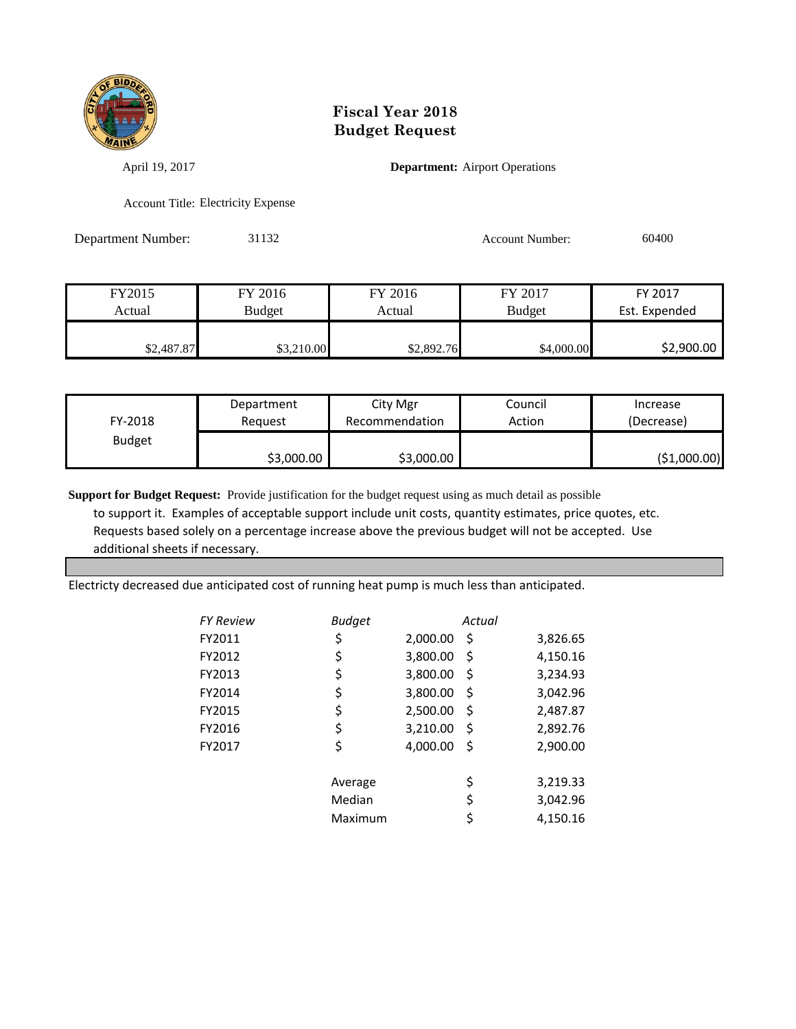# Fiscal Year 2018
# Budget Request

April 19, 2017

**Department:** Airport Operations

Account Title: Electricity Expense

Department Number: 31132

Account Number: 60400

| FY2015 Actual | FY 2016 Budget | FY 2016 Actual | FY 2017 Budget | FY 2017 Est. Expended |
|---|---|---|---|---|
| $2,487.87 | $3,210.00 | $2,892.76 | $4,000.00 | $2,900.00 |

| FY-2018 Budget | Department Request | City Mgr Recommendation | Council Action | Increase (Decrease) |
|---|---|---|---|---|
| | $3,000.00 | $3,000.00 | | ($1,000.00) |

**Support for Budget Request:** Provide justification for the budget request using as much detail as possible to support it. Examples of acceptable support include unit costs, quantity estimates, price quotes, etc. Requests based solely on a percentage increase above the previous budget will not be accepted. Use additional sheets if necessary.

Electricty decreased due anticipated cost of running heat pump is much less than anticipated.

| *FY Review* | *Budget* | *Actual* |
|---|---|---|
| FY2011 | $ 2,000.00 | $ 3,826.65 |
| FY2012 | $ 3,800.00 | $ 4,150.16 |
| FY2013 | $ 3,800.00 | $ 3,234.93 |
| FY2014 | $ 3,800.00 | $ 3,042.96 |
| FY2015 | $ 2,500.00 | $ 2,487.87 |
| FY2016 | $ 3,210.00 | $ 2,892.76 |
| FY2017 | $ 4,000.00 | $ 2,900.00 |
| | Average | $ 3,219.33 |
| | Median | $ 3,042.96 |
| | Maximum | $ 4,150.16 |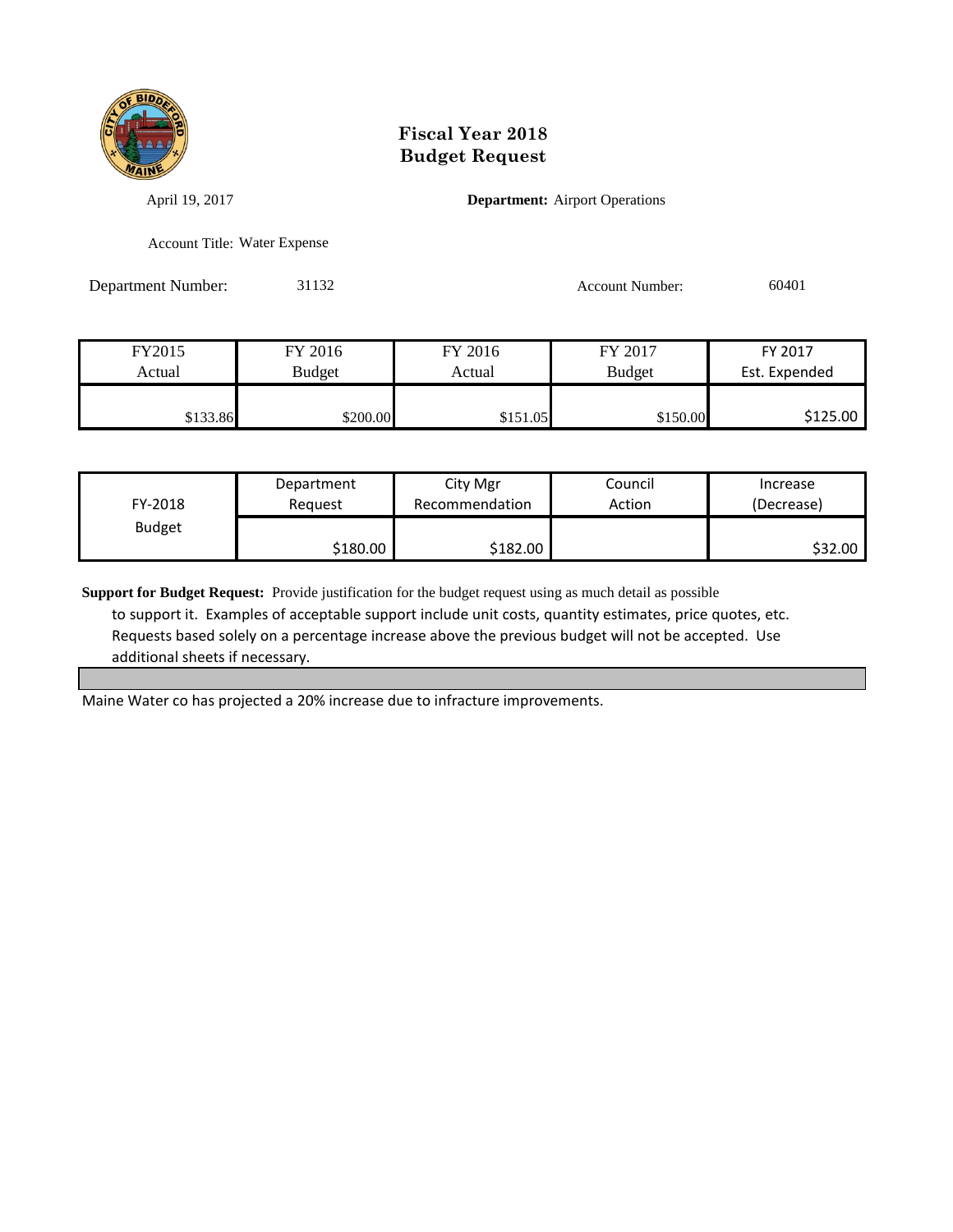# Fiscal Year 2018
# Budget Request

April 19, 2017

**Department:** Airport Operations

Account Title: Water Expense

Department Number: 31132

Account Number: 60401

| FY2015 Actual | FY 2016 Budget | FY 2016 Actual | FY 2017 Budget | FY 2017 Est. Expended |
|---|---|---|---|---|
| $133.86 | $200.00 | $151.05 | $150.00 | $125.00 |

| FY-2018 Budget | Department Request | City Mgr Recommendation | Council Action | Increase (Decrease) |
|---|---|---|---|---|
| | $180.00 | $182.00 | | $32.00 |

**Support for Budget Request:** Provide justification for the budget request using as much detail as possible to support it. Examples of acceptable support include unit costs, quantity estimates, price quotes, etc. Requests based solely on a percentage increase above the previous budget will not be accepted. Use additional sheets if necessary.

Maine Water co has projected a 20% increase due to infracture improvements.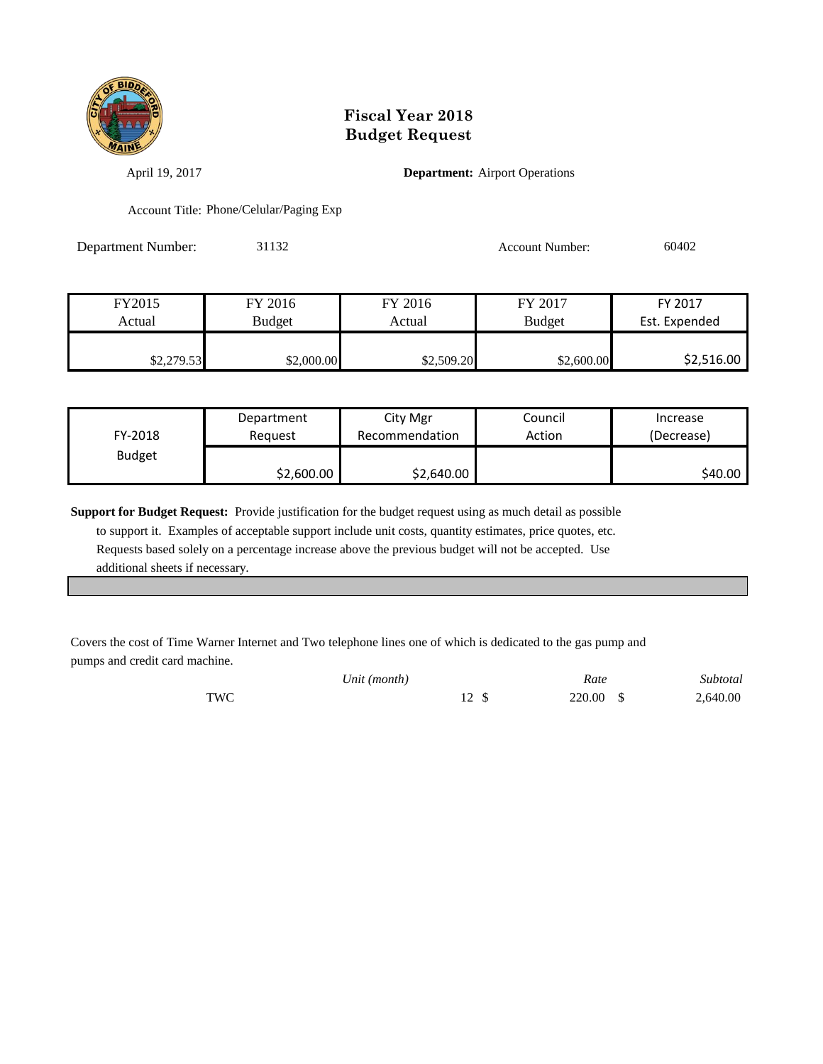# Fiscal Year 2018
# Budget Request

April 19, 2017

**Department:** Airport Operations

Account Title: Phone/Celular/Paging Exp

Department Number: 31132

Account Number: 60402

| FY2015 Actual | FY 2016 Budget | FY 2016 Actual | FY 2017 Budget | FY 2017 Est. Expended |
|---|---|---|---|---|
| $2,279.53 | $2,000.00 | $2,509.20 | $2,600.00 | $2,516.00 |

| FY-2018 Budget | Department Request | City Mgr Recommendation | Council Action | Increase (Decrease) |
|---|---|---|---|---|
| | $2,600.00 | $2,640.00 | | $40.00 |

**Support for Budget Request:** Provide justification for the budget request using as much detail as possible to support it. Examples of acceptable support include unit costs, quantity estimates, price quotes, etc. Requests based solely on a percentage increase above the previous budget will not be accepted. Use additional sheets if necessary.

Covers the cost of Time Warner Internet and Two telephone lines one of which is dedicated to the gas pump and pumps and credit card machine.

| | *Unit (month)* | *Rate* | *Subtotal* |
|---|---|---|---|
| TWC | 12 | $ 220.00 | $ 2,640.00 |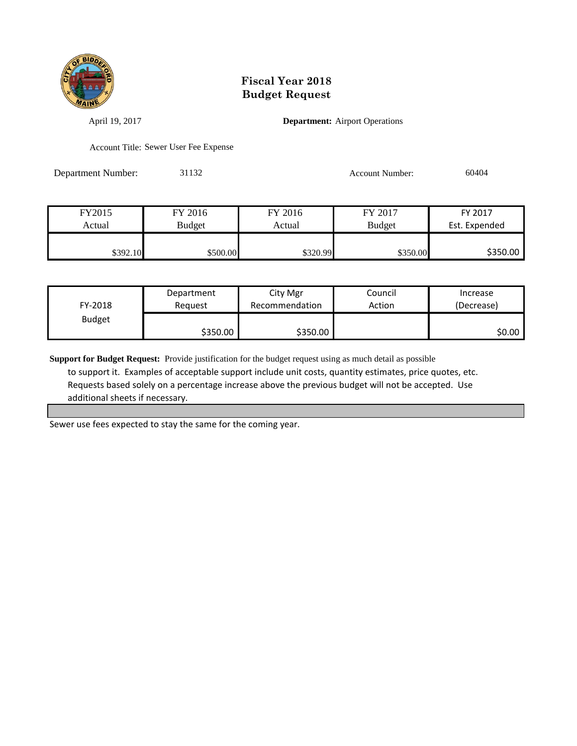# Fiscal Year 2018
# Budget Request

April 19, 2017

**Department:** Airport Operations

Account Title: Sewer User Fee Expense

Department Number: 31132

Account Number: 60404

| FY2015 Actual | FY 2016 Budget | FY 2016 Actual | FY 2017 Budget | FY 2017 Est. Expended |
|---|---|---|---|---|
| $392.10 | $500.00 | $320.99 | $350.00 | $350.00 |

| FY-2018 Budget | Department Request | City Mgr Recommendation | Council Action | Increase (Decrease) |
|---|---|---|---|---|
| | $350.00 | $350.00 | | $0.00 |

**Support for Budget Request:** Provide justification for the budget request using as much detail as possible to support it. Examples of acceptable support include unit costs, quantity estimates, price quotes, etc. Requests based solely on a percentage increase above the previous budget will not be accepted. Use additional sheets if necessary.

Sewer use fees expected to stay the same for the coming year.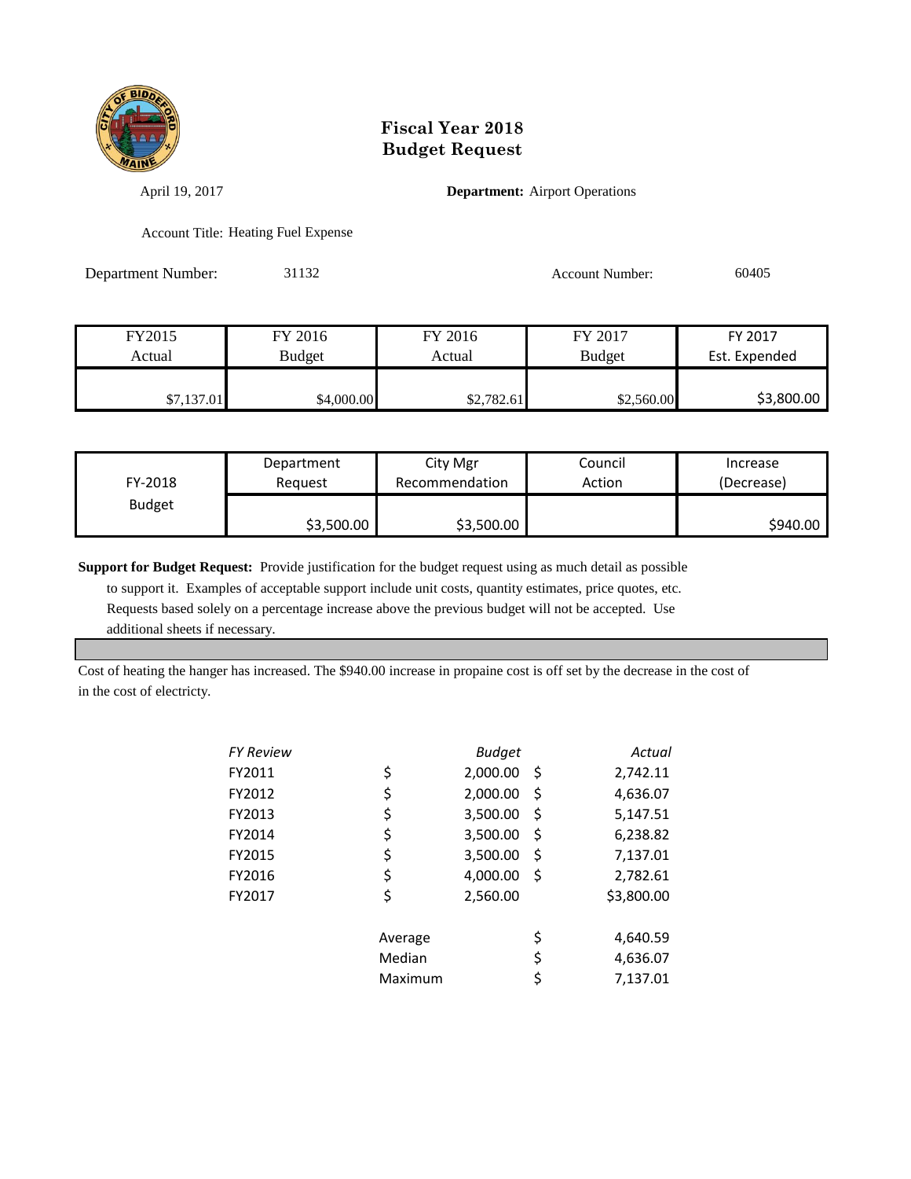# Fiscal Year 2018
# Budget Request

April 19, 2017

**Department:** Airport Operations

Account Title: Heating Fuel Expense

Department Number: 31132

Account Number: 60405

| FY2015 Actual | FY 2016 Budget | FY 2016 Actual | FY 2017 Budget | FY 2017 Est. Expended |
|---|---|---|---|---|
| $7,137.01 | $4,000.00 | $2,782.61 | $2,560.00 | $3,800.00 |

| FY-2018 Budget | Department Request | City Mgr Recommendation | Council Action | Increase (Decrease) |
|---|---|---|---|---|
| | $3,500.00 | $3,500.00 | | $940.00 |

**Support for Budget Request:** Provide justification for the budget request using as much detail as possible to support it. Examples of acceptable support include unit costs, quantity estimates, price quotes, etc. Requests based solely on a percentage increase above the previous budget will not be accepted. Use additional sheets if necessary.

Cost of heating the hanger has increased. The $940.00 increase in propaine cost is off set by the decrease in the cost of in the cost of electricty.

| *FY Review* | *Budget* | *Actual* |
|---|---|---|
| FY2011 | $ 2,000.00 | $ 2,742.11 |
| FY2012 | $ 2,000.00 | $ 4,636.07 |
| FY2013 | $ 3,500.00 | $ 5,147.51 |
| FY2014 | $ 3,500.00 | $ 6,238.82 |
| FY2015 | $ 3,500.00 | $ 7,137.01 |
| FY2016 | $ 4,000.00 | $ 2,782.61 |
| FY2017 | $ 2,560.00 | $3,800.00 |
| | Average | $ 4,640.59 |
| | Median | $ 4,636.07 |
| | Maximum | $ 7,137.01 |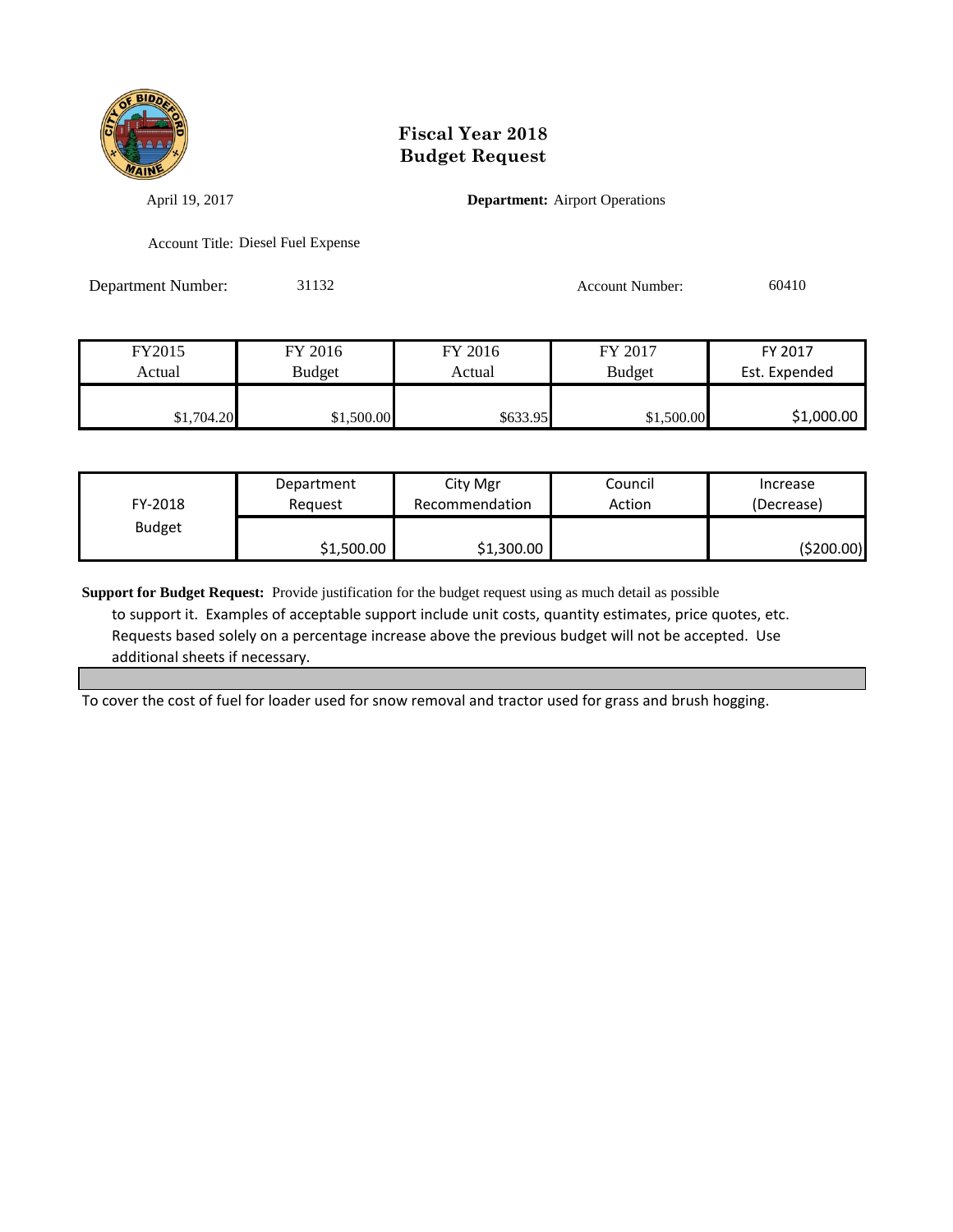# Fiscal Year 2018
# Budget Request

April 19, 2017

**Department:** Airport Operations

Account Title: Diesel Fuel Expense

Department Number: 31132

Account Number: 60410

| FY2015 Actual | FY 2016 Budget | FY 2016 Actual | FY 2017 Budget | FY 2017 Est. Expended |
|---|---|---|---|---|
| $1,704.20 | $1,500.00 | $633.95 | $1,500.00 | $1,000.00 |

| FY-2018 Budget | Department Request | City Mgr Recommendation | Council Action | Increase (Decrease) |
|---|---|---|---|---|
| | $1,500.00 | $1,300.00 | | ($200.00) |

**Support for Budget Request:** Provide justification for the budget request using as much detail as possible to support it. Examples of acceptable support include unit costs, quantity estimates, price quotes, etc. Requests based solely on a percentage increase above the previous budget will not be accepted. Use additional sheets if necessary.

To cover the cost of fuel for loader used for snow removal and tractor used for grass and brush hogging.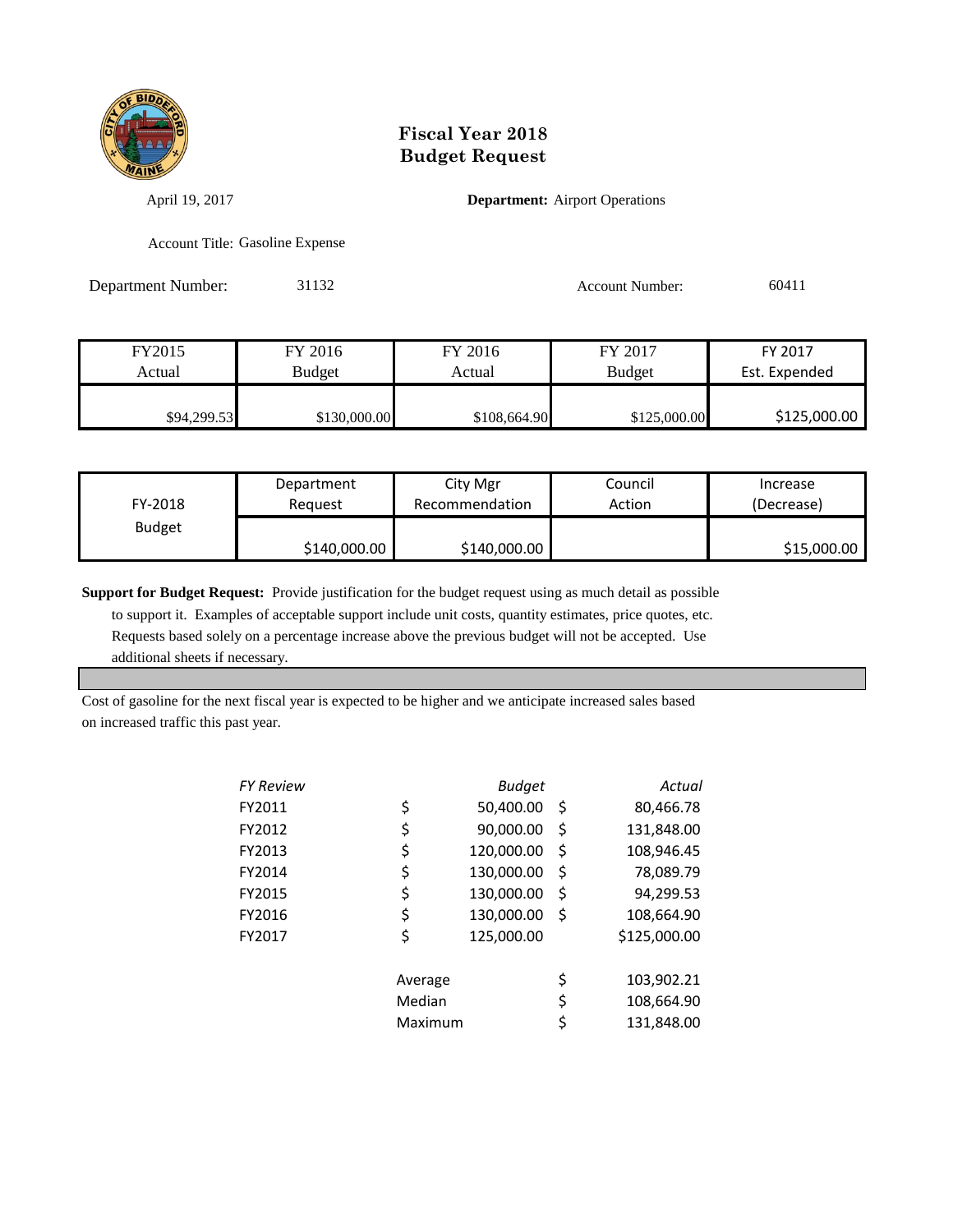# Fiscal Year 2018
# Budget Request

April 19, 2017

**Department:** Airport Operations

Account Title: Gasoline Expense

Department Number: 31132

Account Number: 60411

| FY2015 Actual | FY 2016 Budget | FY 2016 Actual | FY 2017 Budget | FY 2017 Est. Expended |
|---|---|---|---|---|
| $94,299.53 | $130,000.00 | $108,664.90 | $125,000.00 | $125,000.00 |

| FY-2018 Budget | Department Request | City Mgr Recommendation | Council Action | Increase (Decrease) |
|---|---|---|---|---|
| | $140,000.00 | $140,000.00 | | $15,000.00 |

**Support for Budget Request:** Provide justification for the budget request using as much detail as possible to support it. Examples of acceptable support include unit costs, quantity estimates, price quotes, etc. Requests based solely on a percentage increase above the previous budget will not be accepted. Use additional sheets if necessary.

Cost of gasoline for the next fiscal year is expected to be higher and we anticipate increased sales based on increased traffic this past year.

| *FY Review* | *Budget* | *Actual* |
|---|---|---|
| FY2011 | $ 50,400.00 | $ 80,466.78 |
| FY2012 | $ 90,000.00 | $ 131,848.00 |
| FY2013 | $ 120,000.00 | $ 108,946.45 |
| FY2014 | $ 130,000.00 | $ 78,089.79 |
| FY2015 | $ 130,000.00 | $ 94,299.53 |
| FY2016 | $ 130,000.00 | $ 108,664.90 |
| FY2017 | $ 125,000.00 | $125,000.00 |
| | Average | $ 103,902.21 |
| | Median | $ 108,664.90 |
| | Maximum | $ 131,848.00 |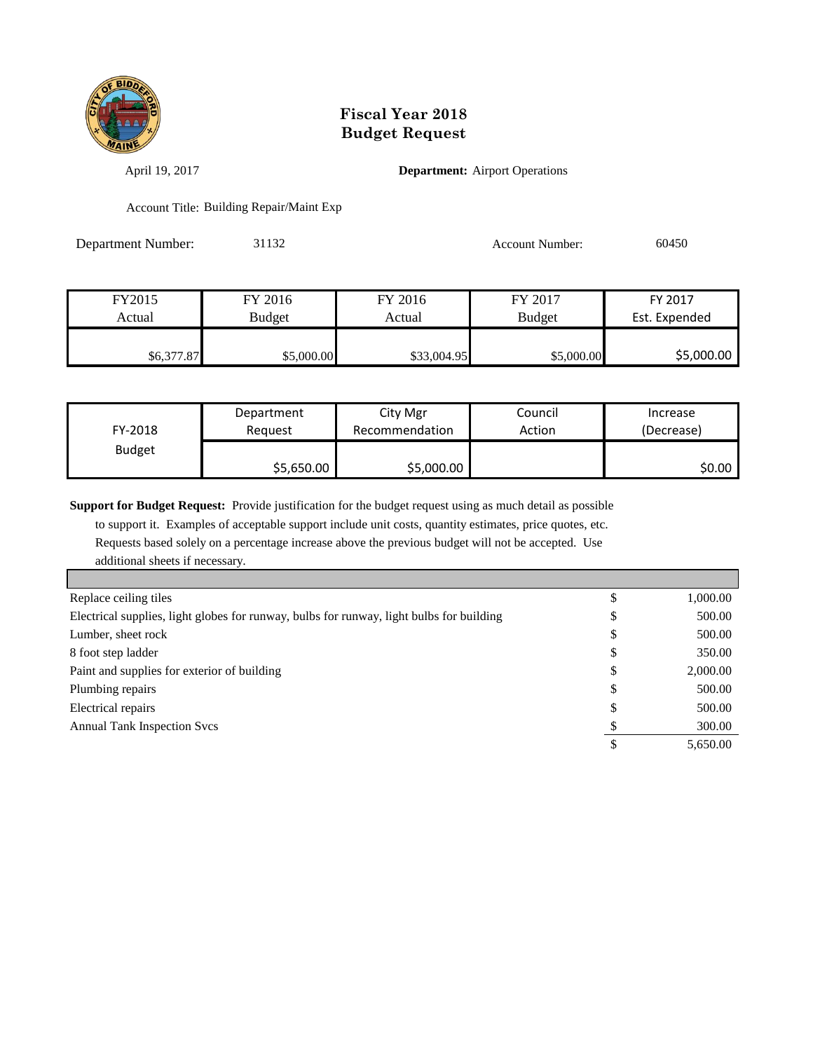# Fiscal Year 2018
# Budget Request

April 19, 2017

**Department:** Airport Operations

Account Title: Building Repair/Maint Exp

Department Number: 31132

Account Number: 60450

| FY2015 Actual | FY 2016 Budget | FY 2016 Actual | FY 2017 Budget | FY 2017 Est. Expended |
|---|---|---|---|---|
| $6,377.87 | $5,000.00 | $33,004.95 | $5,000.00 | $5,000.00 |

| FY-2018 Budget | Department Request | City Mgr Recommendation | Council Action | Increase (Decrease) |
|---|---|---|---|---|
| | $5,650.00 | $5,000.00 | | $0.00 |

**Support for Budget Request:** Provide justification for the budget request using as much detail as possible to support it. Examples of acceptable support include unit costs, quantity estimates, price quotes, etc. Requests based solely on a percentage increase above the previous budget will not be accepted. Use additional sheets if necessary.

| Item | | Amount |
|---|---|---|
| Replace ceiling tiles | $ | 1,000.00 |
| Electrical supplies, light globes for runway, bulbs for runway, light bulbs for building | $ | 500.00 |
| Lumber, sheet rock | $ | 500.00 |
| 8 foot step ladder | $ | 350.00 |
| Paint and supplies for exterior of building | $ | 2,000.00 |
| Plumbing repairs | $ | 500.00 |
| Electrical repairs | $ | 500.00 |
| Annual Tank Inspection Svcs | $ | 300.00 |
| | $ | 5,650.00 |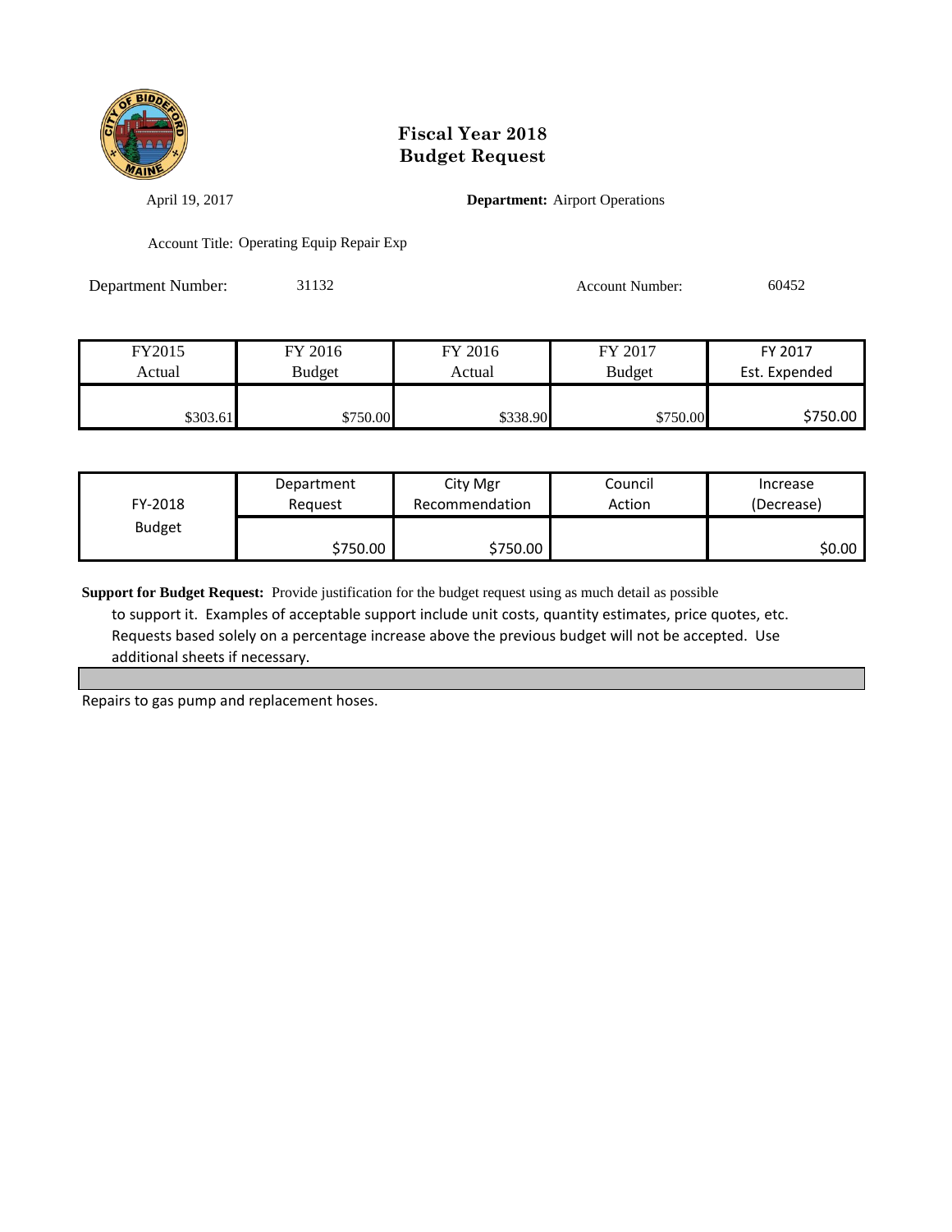# Fiscal Year 2018
# Budget Request

April 19, 2017

**Department:** Airport Operations

Account Title: Operating Equip Repair Exp

Department Number: 31132

Account Number: 60452

| FY2015 Actual | FY 2016 Budget | FY 2016 Actual | FY 2017 Budget | FY 2017 Est. Expended |
|---|---|---|---|---|
| $303.61 | $750.00 | $338.90 | $750.00 | $750.00 |

| FY-2018 Budget | Department Request | City Mgr Recommendation | Council Action | Increase (Decrease) |
|---|---|---|---|---|
| | $750.00 | $750.00 | | $0.00 |

**Support for Budget Request:** Provide justification for the budget request using as much detail as possible to support it. Examples of acceptable support include unit costs, quantity estimates, price quotes, etc. Requests based solely on a percentage increase above the previous budget will not be accepted. Use additional sheets if necessary.

Repairs to gas pump and replacement hoses.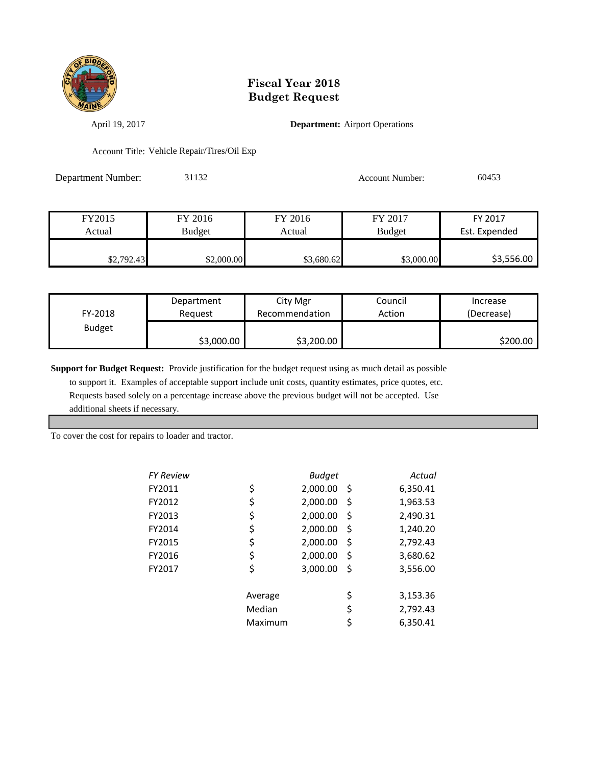# Fiscal Year 2018
# Budget Request

April 19, 2017

**Department:** Airport Operations

Account Title: Vehicle Repair/Tires/Oil Exp

Department Number: 31132

Account Number: 60453

| FY2015 Actual | FY 2016 Budget | FY 2016 Actual | FY 2017 Budget | FY 2017 Est. Expended |
|---|---|---|---|---|
| $2,792.43 | $2,000.00 | $3,680.62 | $3,000.00 | $3,556.00 |

| FY-2018 Budget | Department Request | City Mgr Recommendation | Council Action | Increase (Decrease) |
|---|---|---|---|---|
| | $3,000.00 | $3,200.00 | | $200.00 |

**Support for Budget Request:** Provide justification for the budget request using as much detail as possible to support it. Examples of acceptable support include unit costs, quantity estimates, price quotes, etc. Requests based solely on a percentage increase above the previous budget will not be accepted. Use additional sheets if necessary.

To cover the cost for repairs to loader and tractor.

| *FY Review* | *Budget* | *Actual* |
|---|---|---|
| FY2011 | $ 2,000.00 | $ 6,350.41 |
| FY2012 | $ 2,000.00 | $ 1,963.53 |
| FY2013 | $ 2,000.00 | $ 2,490.31 |
| FY2014 | $ 2,000.00 | $ 1,240.20 |
| FY2015 | $ 2,000.00 | $ 2,792.43 |
| FY2016 | $ 2,000.00 | $ 3,680.62 |
| FY2017 | $ 3,000.00 | $ 3,556.00 |
| | Average | $ 3,153.36 |
| | Median | $ 2,792.43 |
| | Maximum | $ 6,350.41 |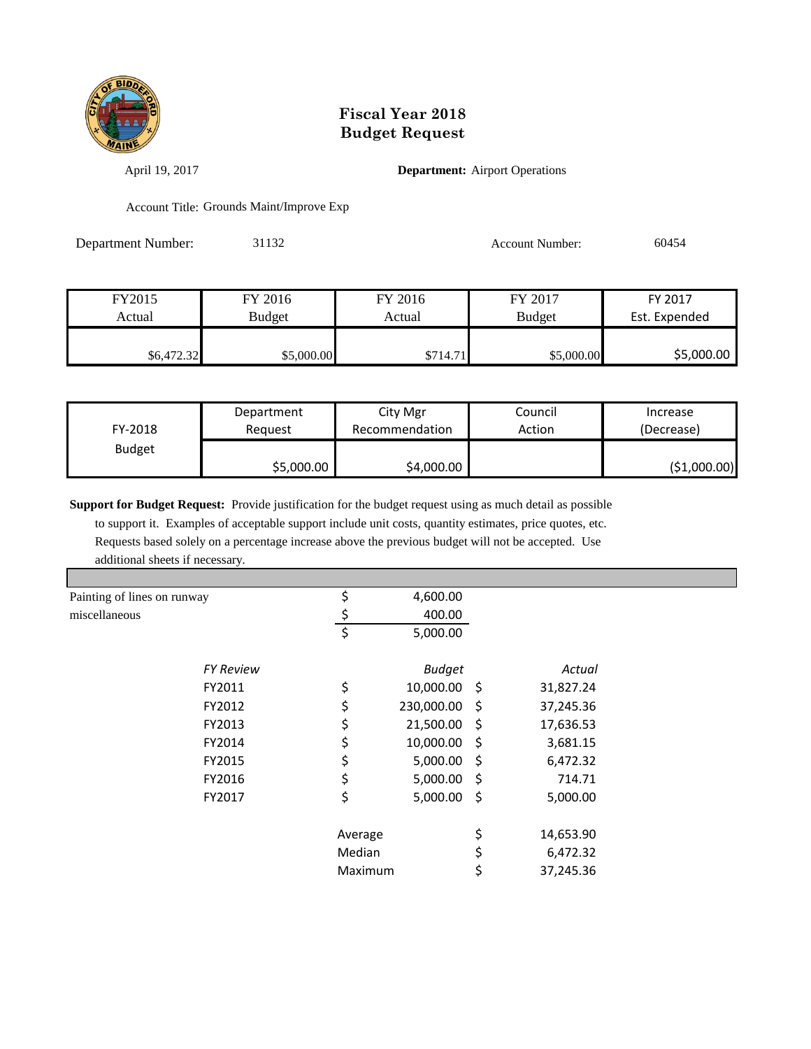# Fiscal Year 2018
# Budget Request

April 19, 2017

**Department:** Airport Operations

Account Title: Grounds Maint/Improve Exp

Department Number: 31132

Account Number: 60454

| FY2015 Actual | FY 2016 Budget | FY 2016 Actual | FY 2017 Budget | FY 2017 Est. Expended |
|---|---|---|---|---|
| $6,472.32 | $5,000.00 | $714.71 | $5,000.00 | $5,000.00 |

| FY-2018 Budget | Department Request | City Mgr Recommendation | Council Action | Increase (Decrease) |
|---|---|---|---|---|
| | $5,000.00 | $4,000.00 | | ($1,000.00) |

**Support for Budget Request:** Provide justification for the budget request using as much detail as possible to support it. Examples of acceptable support include unit costs, quantity estimates, price quotes, etc. Requests based solely on a percentage increase above the previous budget will not be accepted. Use additional sheets if necessary.

| | |
|---|---|
| Painting of lines on runway | $ 4,600.00 |
| miscellaneous | $ 400.00 |
| | $ 5,000.00 |

| *FY Review* | *Budget* | *Actual* |
|---|---|---|
| FY2011 | $ 10,000.00 | $ 31,827.24 |
| FY2012 | $ 230,000.00 | $ 37,245.36 |
| FY2013 | $ 21,500.00 | $ 17,636.53 |
| FY2014 | $ 10,000.00 | $ 3,681.15 |
| FY2015 | $ 5,000.00 | $ 6,472.32 |
| FY2016 | $ 5,000.00 | $ 714.71 |
| FY2017 | $ 5,000.00 | $ 5,000.00 |
| | Average | $ 14,653.90 |
| | Median | $ 6,472.32 |
| | Maximum | $ 37,245.36 |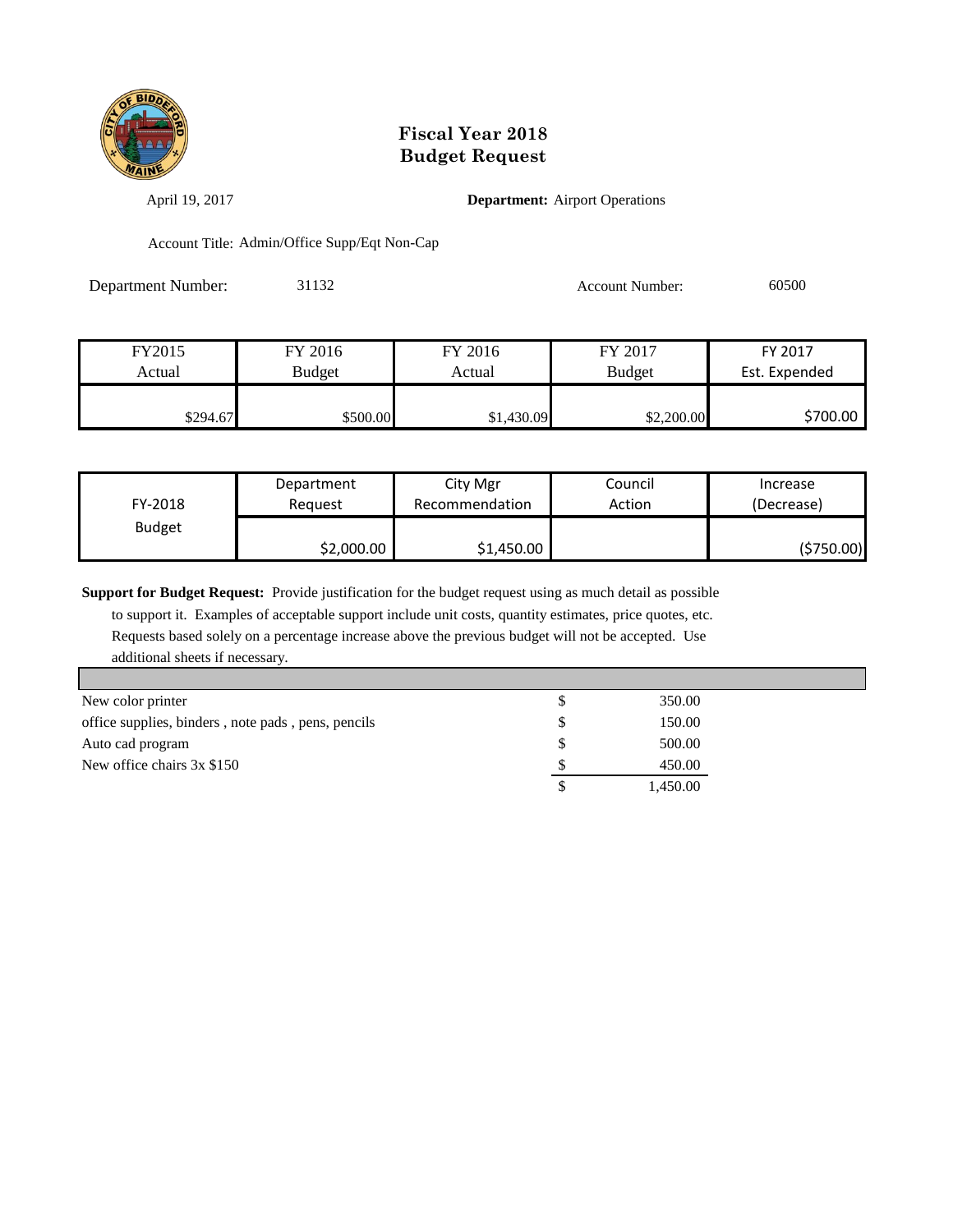# Fiscal Year 2018
# Budget Request

April 19, 2017

**Department:** Airport Operations

Account Title: Admin/Office Supp/Eqt Non-Cap

Department Number: 31132

Account Number: 60500

| FY2015 Actual | FY 2016 Budget | FY 2016 Actual | FY 2017 Budget | FY 2017 Est. Expended |
|---|---|---|---|---|
| $294.67 | $500.00 | $1,430.09 | $2,200.00 | $700.00 |

| FY-2018 Budget | Department Request | City Mgr Recommendation | Council Action | Increase (Decrease) |
|---|---|---|---|---|
| | $2,000.00 | $1,450.00 | | ($750.00) |

**Support for Budget Request:** Provide justification for the budget request using as much detail as possible to support it. Examples of acceptable support include unit costs, quantity estimates, price quotes, etc. Requests based solely on a percentage increase above the previous budget will not be accepted. Use additional sheets if necessary.

| Item | | Amount |
|---|---|---|
| New color printer | $ | 350.00 |
| office supplies, binders , note pads , pens, pencils | $ | 150.00 |
| Auto cad program | $ | 500.00 |
| New office chairs 3x $150 | $ | 450.00 |
| | $ | 1,450.00 |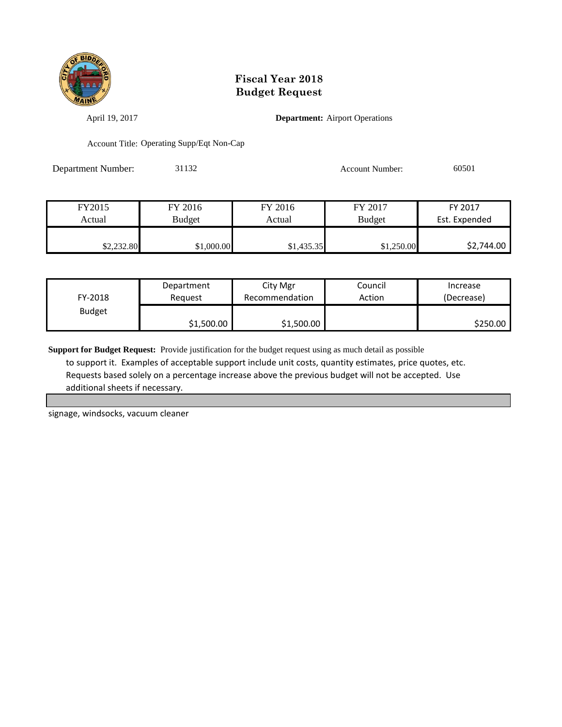# Fiscal Year 2018
# Budget Request

April 19, 2017

**Department:** Airport Operations

Account Title: Operating Supp/Eqt Non-Cap

Department Number: 31132

Account Number: 60501

| FY2015 Actual | FY 2016 Budget | FY 2016 Actual | FY 2017 Budget | FY 2017 Est. Expended |
|---|---|---|---|---|
| $2,232.80 | $1,000.00 | $1,435.35 | $1,250.00 | $2,744.00 |

| FY-2018 Budget | Department Request | City Mgr Recommendation | Council Action | Increase (Decrease) |
|---|---|---|---|---|
| | $1,500.00 | $1,500.00 | | $250.00 |

**Support for Budget Request:** Provide justification for the budget request using as much detail as possible to support it. Examples of acceptable support include unit costs, quantity estimates, price quotes, etc. Requests based solely on a percentage increase above the previous budget will not be accepted. Use additional sheets if necessary.

signage, windsocks, vacuum cleaner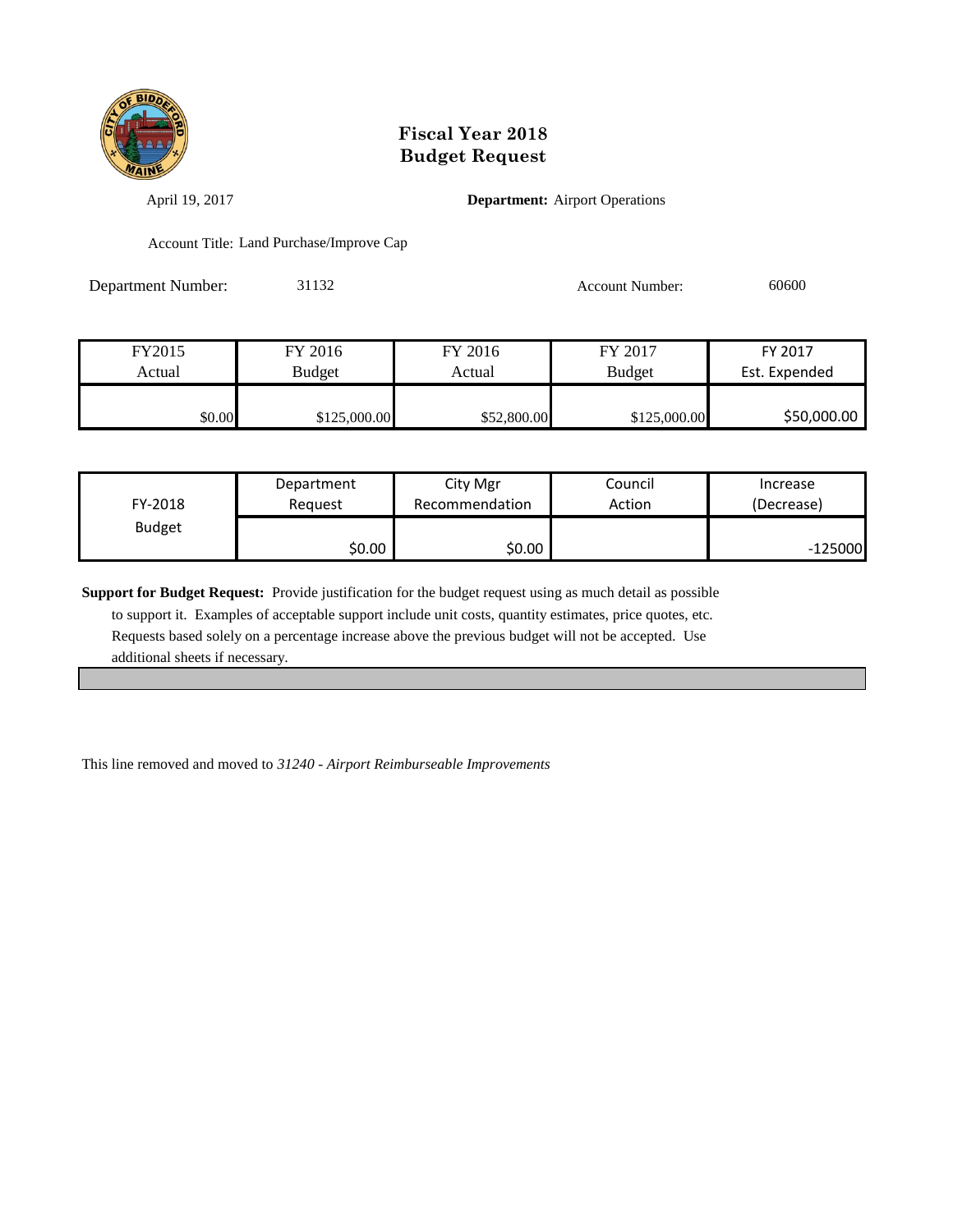# Fiscal Year 2018
# Budget Request

April 19, 2017 **Department:** Airport Operations

Account Title: Land Purchase/Improve Cap

Department Number: 31132 Account Number: 60600

| FY2015 Actual | FY 2016 Budget | FY 2016 Actual | FY 2017 Budget | FY 2017 Est. Expended |
|---|---|---|---|---|
| $0.00 | $125,000.00 | $52,800.00 | $125,000.00 | $50,000.00 |

| FY-2018 Budget | Department Request | City Mgr Recommendation | Council Action | Increase (Decrease) |
|---|---|---|---|---|
| | $0.00 | $0.00 | | -125000 |

**Support for Budget Request:** Provide justification for the budget request using as much detail as possible to support it. Examples of acceptable support include unit costs, quantity estimates, price quotes, etc. Requests based solely on a percentage increase above the previous budget will not be accepted. Use additional sheets if necessary.

This line removed and moved to *31240 - Airport Reimburseable Improvements*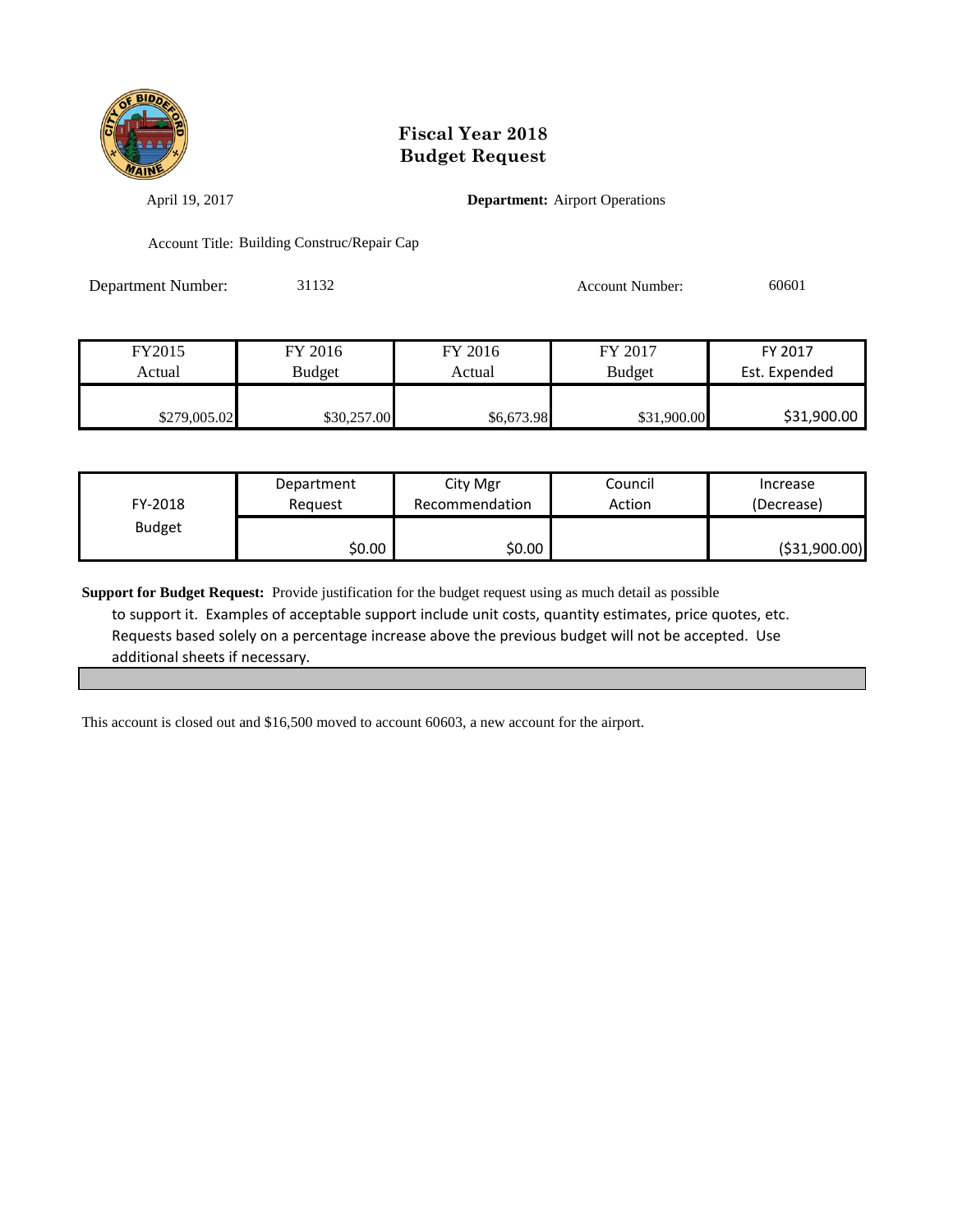# Fiscal Year 2018
# Budget Request

April 19, 2017

**Department:** Airport Operations

Account Title: Building Construc/Repair Cap

Department Number: 31132

Account Number: 60601

| FY2015 Actual | FY 2016 Budget | FY 2016 Actual | FY 2017 Budget | FY 2017 Est. Expended |
|---|---|---|---|---|
| $279,005.02 | $30,257.00 | $6,673.98 | $31,900.00 | $31,900.00 |

| FY-2018 Budget | Department Request | City Mgr Recommendation | Council Action | Increase (Decrease) |
|---|---|---|---|---|
| | $0.00 | $0.00 | | ($31,900.00) |

**Support for Budget Request:** Provide justification for the budget request using as much detail as possible to support it. Examples of acceptable support include unit costs, quantity estimates, price quotes, etc. Requests based solely on a percentage increase above the previous budget will not be accepted. Use additional sheets if necessary.

This account is closed out and $16,500 moved to account 60603, a new account for the airport.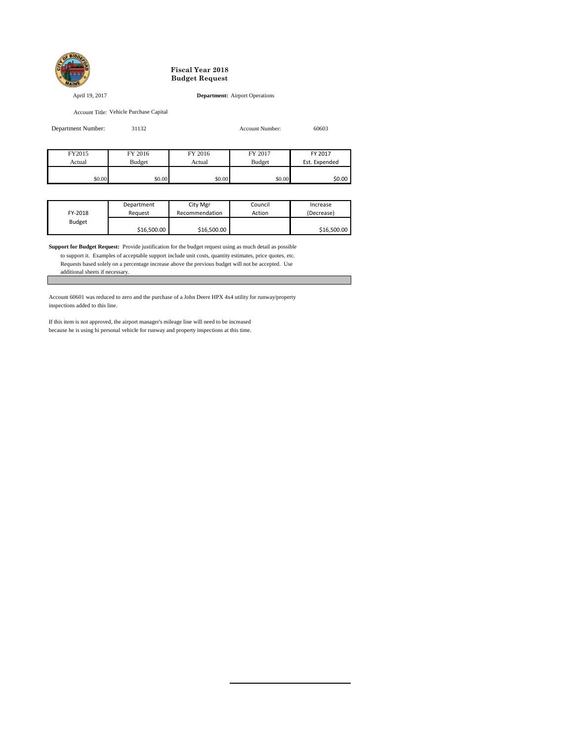# Fiscal Year 2018
# Budget Request

April 19, 2017

**Department:** Airport Operations

Account Title: Vehicle Purchase Capital

Department Number: 31132

Account Number: 60603

| FY2015 Actual | FY 2016 Budget | FY 2016 Actual | FY 2017 Budget | FY 2017 Est. Expended |
|---|---|---|---|---|
| $0.00 | $0.00 | $0.00 | $0.00 | $0.00 |

| FY-2018 Budget | Department Request | City Mgr Recommendation | Council Action | Increase (Decrease) |
|---|---|---|---|---|
| | $16,500.00 | $16,500.00 | | $16,500.00 |

**Support for Budget Request:** Provide justification for the budget request using as much detail as possible to support it. Examples of acceptable support include unit costs, quantity estimates, price quotes, etc. Requests based solely on a percentage increase above the previous budget will not be accepted. Use additional sheets if necessary.

Account 60601 was reduced to zero and the purchase of a John Deere HPX 4x4 utility for runway/property inspections added to this line.

If this item is not approved, the airport manager's mileage line will need to be increased because he is using hi personal vehicle for runway and property inspections at this time.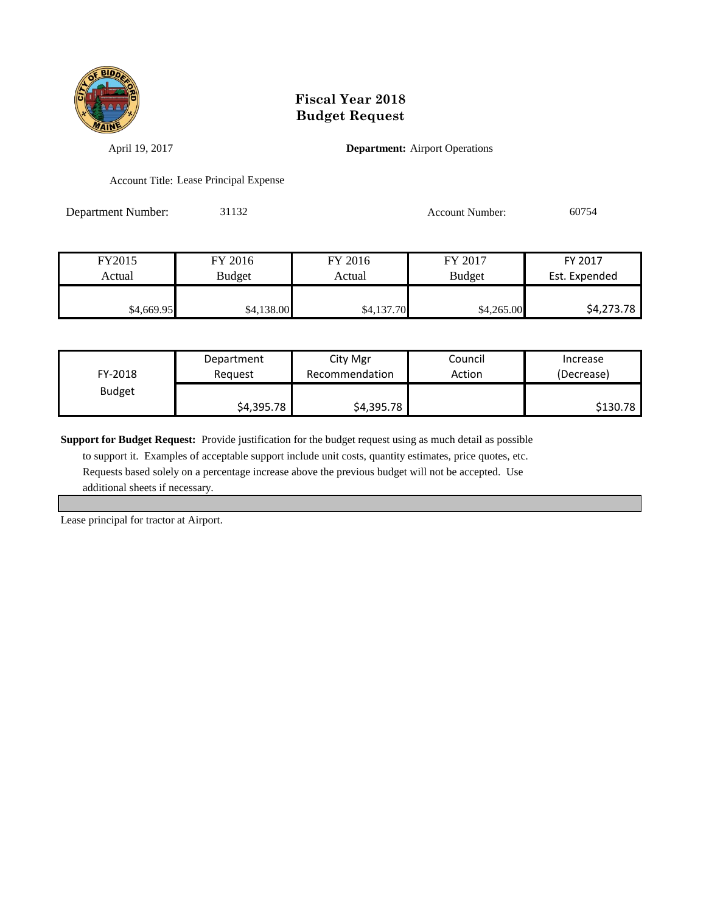# Fiscal Year 2018
# Budget Request

April 19, 2017

**Department:** Airport Operations

Account Title: Lease Principal Expense

Department Number: 31132

Account Number: 60754

| FY2015 Actual | FY 2016 Budget | FY 2016 Actual | FY 2017 Budget | FY 2017 Est. Expended |
|---|---|---|---|---|
| $4,669.95 | $4,138.00 | $4,137.70 | $4,265.00 | $4,273.78 |

| FY-2018 Budget | Department Request | City Mgr Recommendation | Council Action | Increase (Decrease) |
|---|---|---|---|---|
| | $4,395.78 | $4,395.78 | | $130.78 |

**Support for Budget Request:** Provide justification for the budget request using as much detail as possible to support it. Examples of acceptable support include unit costs, quantity estimates, price quotes, etc. Requests based solely on a percentage increase above the previous budget will not be accepted. Use additional sheets if necessary.

Lease principal for tractor at Airport.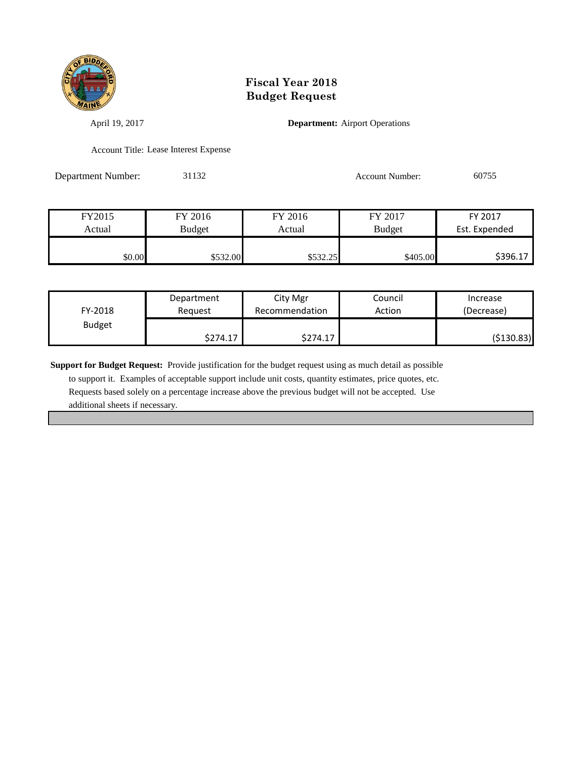# Fiscal Year 2018
# Budget Request

April 19, 2017

**Department:** Airport Operations

Account Title: Lease Interest Expense

Department Number: 31132

Account Number: 60755

| FY2015 Actual | FY 2016 Budget | FY 2016 Actual | FY 2017 Budget | FY 2017 Est. Expended |
|---|---|---|---|---|
| $0.00 | $532.00 | $532.25 | $405.00 | $396.17 |

| FY-2018 Budget | Department Request | City Mgr Recommendation | Council Action | Increase (Decrease) |
|---|---|---|---|---|
| | $274.17 | $274.17 | | ($130.83) |

**Support for Budget Request:** Provide justification for the budget request using as much detail as possible to support it. Examples of acceptable support include unit costs, quantity estimates, price quotes, etc. Requests based solely on a percentage increase above the previous budget will not be accepted. Use additional sheets if necessary.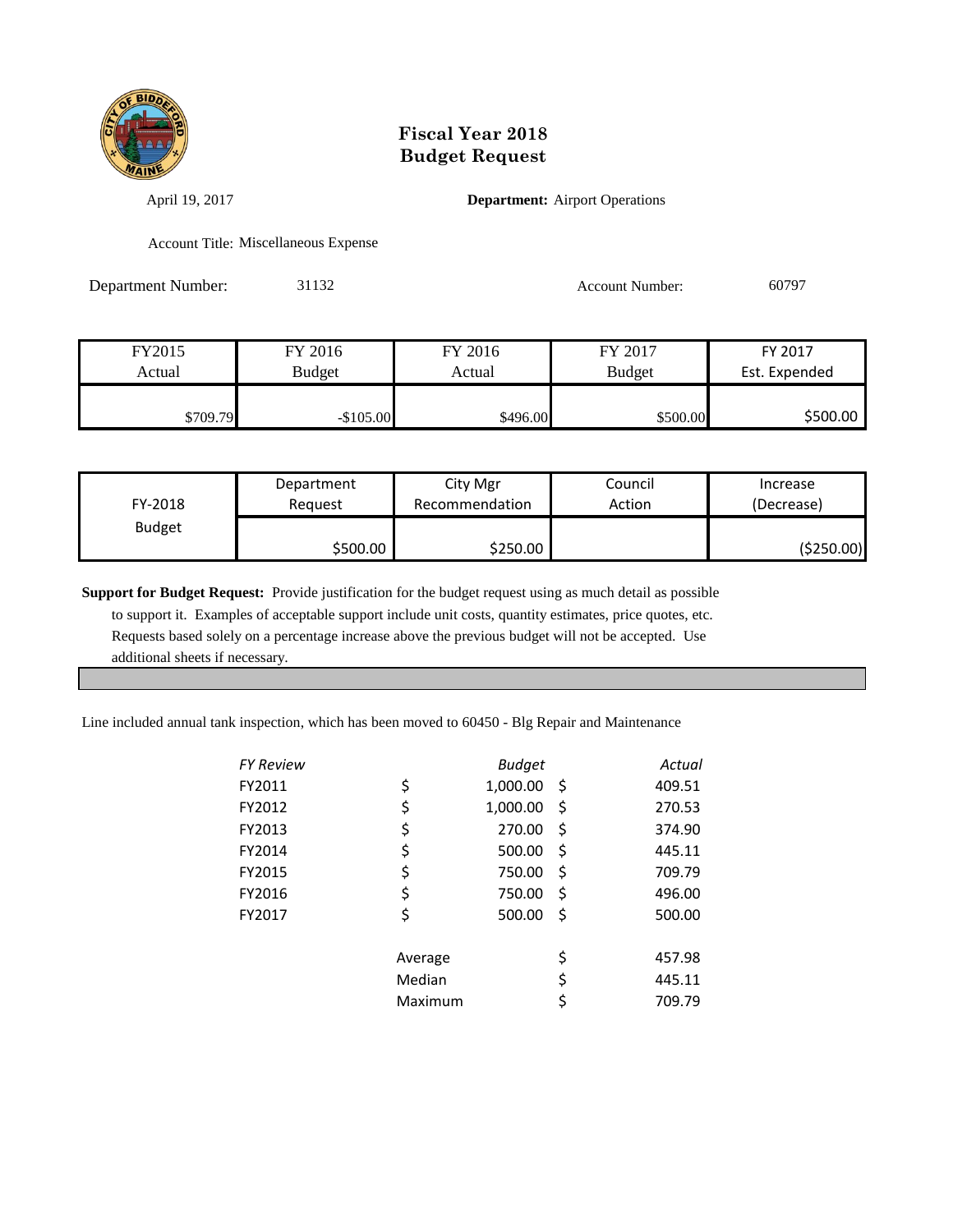# Fiscal Year 2018
# Budget Request

April 19, 2017

**Department:** Airport Operations

Account Title: Miscellaneous Expense

Department Number: 31132

Account Number: 60797

| FY2015 Actual | FY 2016 Budget | FY 2016 Actual | FY 2017 Budget | FY 2017 Est. Expended |
|---|---|---|---|---|
| $709.79 | -$105.00 | $496.00 | $500.00 | $500.00 |

| FY-2018 Budget | Department Request | City Mgr Recommendation | Council Action | Increase (Decrease) |
|---|---|---|---|---|
| | $500.00 | $250.00 | | ($250.00) |

**Support for Budget Request:** Provide justification for the budget request using as much detail as possible to support it. Examples of acceptable support include unit costs, quantity estimates, price quotes, etc. Requests based solely on a percentage increase above the previous budget will not be accepted. Use additional sheets if necessary.

Line included annual tank inspection, which has been moved to 60450 - Blg Repair and Maintenance

| *FY Review* | *Budget* | *Actual* |
|---|---|---|
| FY2011 | $ 1,000.00 | $ 409.51 |
| FY2012 | $ 1,000.00 | $ 270.53 |
| FY2013 | $ 270.00 | $ 374.90 |
| FY2014 | $ 500.00 | $ 445.11 |
| FY2015 | $ 750.00 | $ 709.79 |
| FY2016 | $ 750.00 | $ 496.00 |
| FY2017 | $ 500.00 | $ 500.00 |
| | | |
| | Average | $ 457.98 |
| | Median | $ 445.11 |
| | Maximum | $ 709.79 |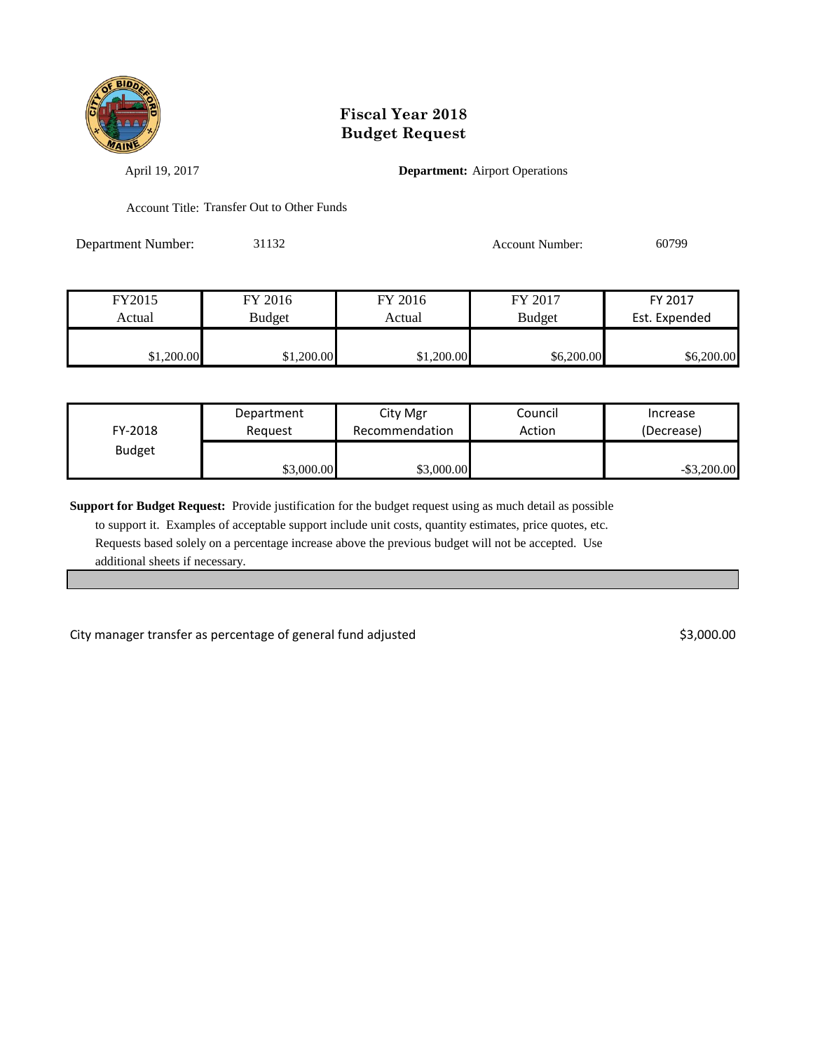# Fiscal Year 2018
# Budget Request

April 19, 2017

**Department:** Airport Operations

Account Title: Transfer Out to Other Funds

Department Number: 31132

Account Number: 60799

| FY2015 Actual | FY 2016 Budget | FY 2016 Actual | FY 2017 Budget | FY 2017 Est. Expended |
|---|---|---|---|---|
| $1,200.00 | $1,200.00 | $1,200.00 | $6,200.00 | $6,200.00 |

| FY-2018 Budget | Department Request | City Mgr Recommendation | Council Action | Increase (Decrease) |
|---|---|---|---|---|
| | $3,000.00 | $3,000.00 | | -$3,200.00 |

**Support for Budget Request:** Provide justification for the budget request using as much detail as possible to support it. Examples of acceptable support include unit costs, quantity estimates, price quotes, etc. Requests based solely on a percentage increase above the previous budget will not be accepted. Use additional sheets if necessary.

City manager transfer as percentage of general fund adjusted $3,000.00